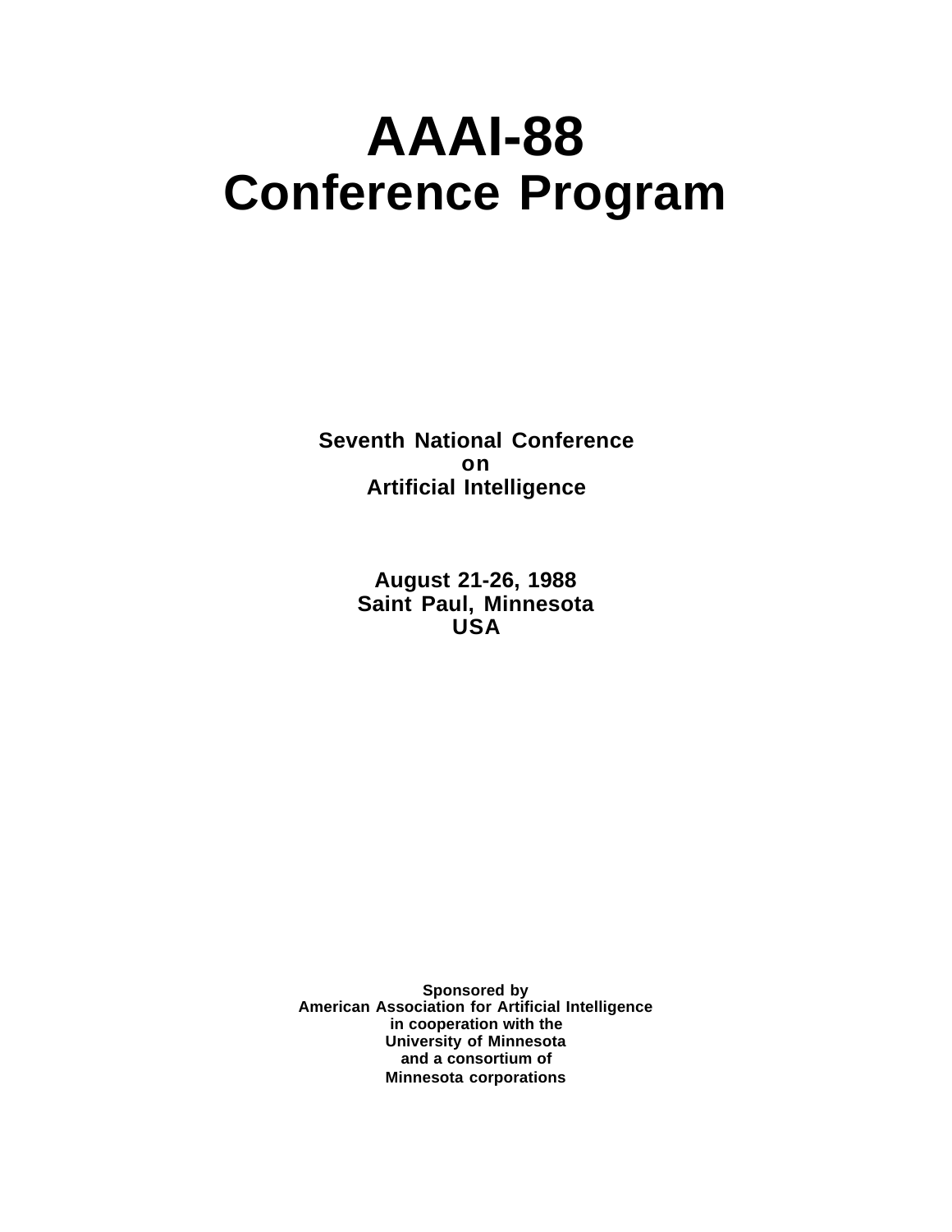# AAAI-88
# Conference Program

**Seventh National Conference**
**on**
**Artificial Intelligence**

**August 21-26, 1988**
**Saint Paul, Minnesota**
**USA**

**Sponsored by**
**American Association for Artificial Intelligence**
**in cooperation with the**
**University of Minnesota**
**and a consortium of**
**Minnesota corporations**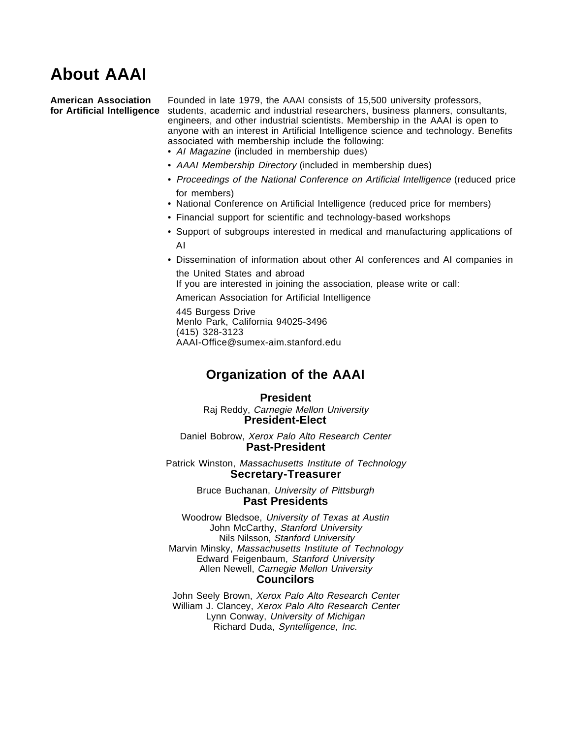# About AAAI

**American Association for Artificial Intelligence**

Founded in late 1979, the AAAI consists of 15,500 university professors, students, academic and industrial researchers, business planners, consultants, engineers, and other industrial scientists. Membership in the AAAI is open to anyone with an interest in Artificial Intelligence science and technology. Benefits associated with membership include the following:

- *AI Magazine* (included in membership dues)
- *AAAI Membership Directory* (included in membership dues)
- *Proceedings of the National Conference on Artificial Intelligence* (reduced price for members)
- National Conference on Artificial Intelligence (reduced price for members)
- Financial support for scientific and technology-based workshops
- Support of subgroups interested in medical and manufacturing applications of AI
- Dissemination of information about other AI conferences and AI companies in the United States and abroad

If you are interested in joining the association, please write or call:

American Association for Artificial Intelligence

445 Burgess Drive
Menlo Park, California 94025-3496
(415) 328-3123
AAAI-Office@sumex-aim.stanford.edu

## Organization of the AAAI

### President

Raj Reddy, *Carnegie Mellon University*

### President-Elect

Daniel Bobrow, *Xerox Palo Alto Research Center*

### Past-President

Patrick Winston, *Massachusetts Institute of Technology*

### Secretary-Treasurer

Bruce Buchanan, *University of Pittsburgh*

### Past Presidents

Woodrow Bledsoe, *University of Texas at Austin*
John McCarthy, *Stanford University*
Nils Nilsson, *Stanford University*
Marvin Minsky, *Massachusetts Institute of Technology*
Edward Feigenbaum, *Stanford University*
Allen Newell, *Carnegie Mellon University*

### Councilors

John Seely Brown, *Xerox Palo Alto Research Center*
William J. Clancey, *Xerox Palo Alto Research Center*
Lynn Conway, *University of Michigan*
Richard Duda, *Syntelligence, Inc.*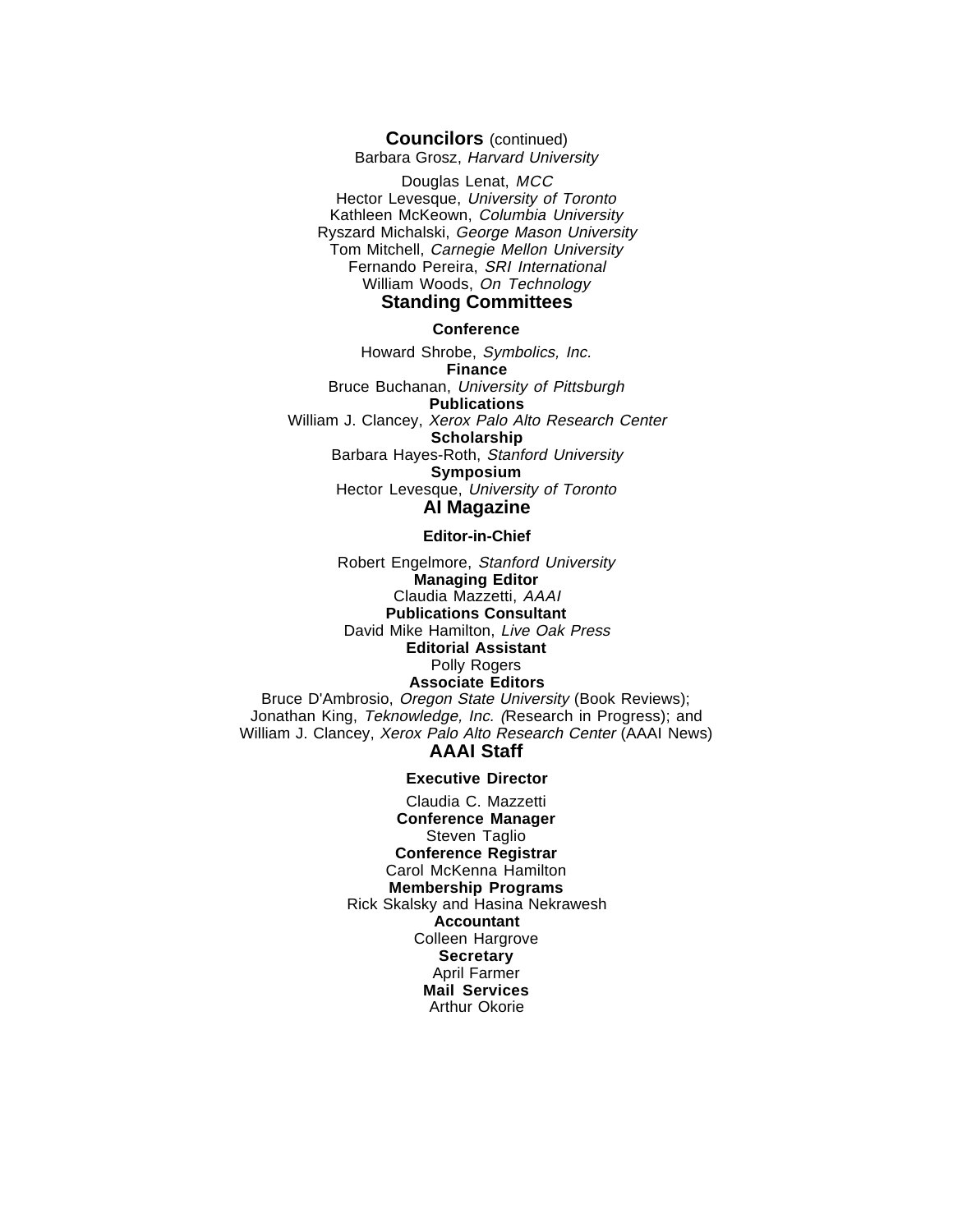## Councilors (continued)

Barbara Grosz, *Harvard University*

Douglas Lenat, *MCC*
Hector Levesque, *University of Toronto*
Kathleen McKeown, *Columbia University*
Ryszard Michalski, *George Mason University*
Tom Mitchell, *Carnegie Mellon University*
Fernando Pereira, *SRI International*
William Woods, *On Technology*

## Standing Committees

### Conference

Howard Shrobe, *Symbolics, Inc.*

### Finance

Bruce Buchanan, *University of Pittsburgh*

### Publications

William J. Clancey, *Xerox Palo Alto Research Center*

### Scholarship

Barbara Hayes-Roth, *Stanford University*

### Symposium

Hector Levesque, *University of Toronto*

## AI Magazine

### Editor-in-Chief

Robert Engelmore, *Stanford University*

### Managing Editor

Claudia Mazzetti, *AAAI*

### Publications Consultant

David Mike Hamilton, *Live Oak Press*

### Editorial Assistant

Polly Rogers

### Associate Editors

Bruce D'Ambrosio, *Oregon State University* (Book Reviews);
Jonathan King, *Teknowledge, Inc.* (Research in Progress); and
William J. Clancey, *Xerox Palo Alto Research Center* (AAAI News)

## AAAI Staff

### Executive Director

Claudia C. Mazzetti

### Conference Manager

Steven Taglio

### Conference Registrar

Carol McKenna Hamilton

### Membership Programs

Rick Skalsky and Hasina Nekrawesh

### Accountant

Colleen Hargrove

### Secretary

April Farmer

### Mail Services

Arthur Okorie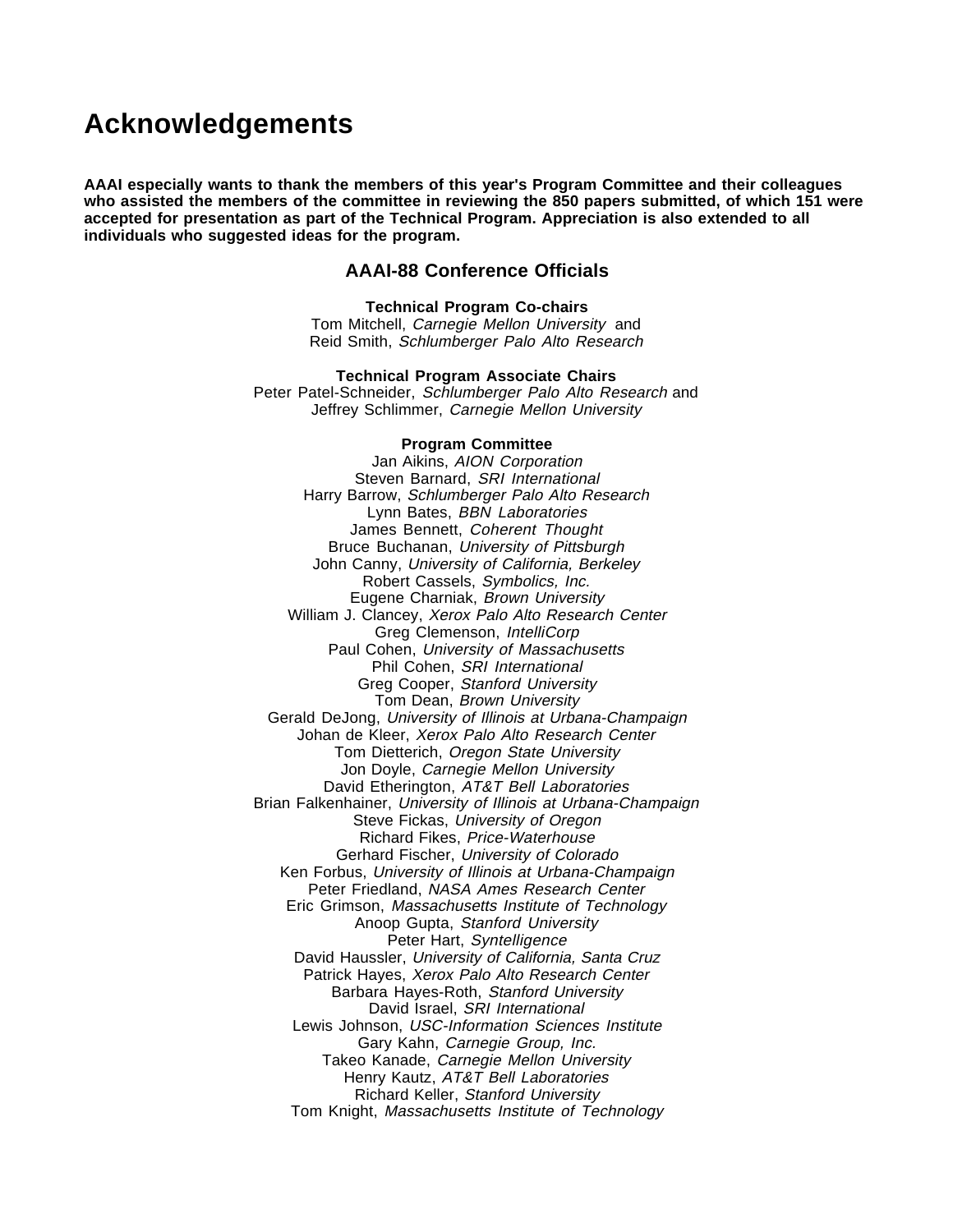# Acknowledgements

**AAAI especially wants to thank the members of this year's Program Committee and their colleagues who assisted the members of the committee in reviewing the 850 papers submitted, of which 151 were accepted for presentation as part of the Technical Program. Appreciation is also extended to all individuals who suggested ideas for the program.**

## AAAI-88 Conference Officials

**Technical Program Co-chairs**
Tom Mitchell, *Carnegie Mellon University* and
Reid Smith, *Schlumberger Palo Alto Research*

**Technical Program Associate Chairs**
Peter Patel-Schneider, *Schlumberger Palo Alto Research* and
Jeffrey Schlimmer, *Carnegie Mellon University*

**Program Committee**
Jan Aikins, *AION Corporation*
Steven Barnard, *SRI International*
Harry Barrow, *Schlumberger Palo Alto Research*
Lynn Bates, *BBN Laboratories*
James Bennett, *Coherent Thought*
Bruce Buchanan, *University of Pittsburgh*
John Canny, *University of California, Berkeley*
Robert Cassels, *Symbolics, Inc.*
Eugene Charniak, *Brown University*
William J. Clancey, *Xerox Palo Alto Research Center*
Greg Clemenson, *IntelliCorp*
Paul Cohen, *University of Massachusetts*
Phil Cohen, *SRI International*
Greg Cooper, *Stanford University*
Tom Dean, *Brown University*
Gerald DeJong, *University of Illinois at Urbana-Champaign*
Johan de Kleer, *Xerox Palo Alto Research Center*
Tom Dietterich, *Oregon State University*
Jon Doyle, *Carnegie Mellon University*
David Etherington, *AT&T Bell Laboratories*
Brian Falkenhainer, *University of Illinois at Urbana-Champaign*
Steve Fickas, *University of Oregon*
Richard Fikes, *Price-Waterhouse*
Gerhard Fischer, *University of Colorado*
Ken Forbus, *University of Illinois at Urbana-Champaign*
Peter Friedland, *NASA Ames Research Center*
Eric Grimson, *Massachusetts Institute of Technology*
Anoop Gupta, *Stanford University*
Peter Hart, *Syntelligence*
David Haussler, *University of California, Santa Cruz*
Patrick Hayes, *Xerox Palo Alto Research Center*
Barbara Hayes-Roth, *Stanford University*
David Israel, *SRI International*
Lewis Johnson, *USC-Information Sciences Institute*
Gary Kahn, *Carnegie Group, Inc.*
Takeo Kanade, *Carnegie Mellon University*
Henry Kautz, *AT&T Bell Laboratories*
Richard Keller, *Stanford University*
Tom Knight, *Massachusetts Institute of Technology*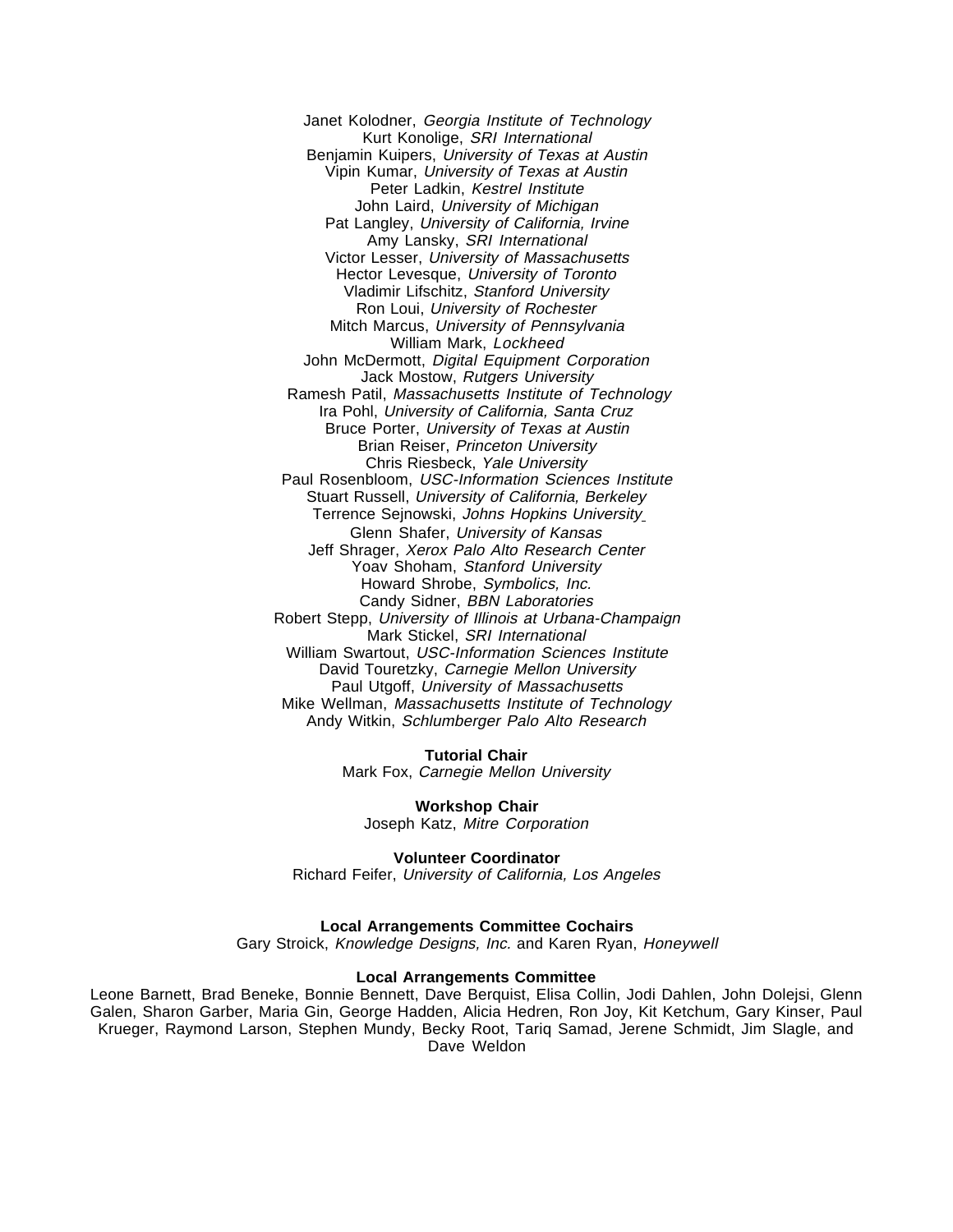Janet Kolodner, *Georgia Institute of Technology*
Kurt Konolige, *SRI International*
Benjamin Kuipers, *University of Texas at Austin*
Vipin Kumar, *University of Texas at Austin*
Peter Ladkin, *Kestrel Institute*
John Laird, *University of Michigan*
Pat Langley, *University of California, Irvine*
Amy Lansky, *SRI International*
Victor Lesser, *University of Massachusetts*
Hector Levesque, *University of Toronto*
Vladimir Lifschitz, *Stanford University*
Ron Loui, *University of Rochester*
Mitch Marcus, *University of Pennsylvania*
William Mark, *Lockheed*
John McDermott, *Digital Equipment Corporation*
Jack Mostow, *Rutgers University*
Ramesh Patil, *Massachusetts Institute of Technology*
Ira Pohl, *University of California, Santa Cruz*
Bruce Porter, *University of Texas at Austin*
Brian Reiser, *Princeton University*
Chris Riesbeck, *Yale University*
Paul Rosenbloom, *USC-Information Sciences Institute*
Stuart Russell, *University of California, Berkeley*
Terrence Sejnowski, *Johns Hopkins University*
Glenn Shafer, *University of Kansas*
Jeff Shrager, *Xerox Palo Alto Research Center*
Yoav Shoham, *Stanford University*
Howard Shrobe, *Symbolics, Inc.*
Candy Sidner, *BBN Laboratories*
Robert Stepp, *University of Illinois at Urbana-Champaign*
Mark Stickel, *SRI International*
William Swartout, *USC-Information Sciences Institute*
David Touretzky, *Carnegie Mellon University*
Paul Utgoff, *University of Massachusetts*
Mike Wellman, *Massachusetts Institute of Technology*
Andy Witkin, *Schlumberger Palo Alto Research*

**Tutorial Chair**
Mark Fox, *Carnegie Mellon University*

**Workshop Chair**
Joseph Katz, *Mitre Corporation*

**Volunteer Coordinator**
Richard Feifer, *University of California, Los Angeles*

**Local Arrangements Committee Cochairs**
Gary Stroick, *Knowledge Designs, Inc.* and Karen Ryan, *Honeywell*

**Local Arrangements Committee**
Leone Barnett, Brad Beneke, Bonnie Bennett, Dave Berquist, Elisa Collin, Jodi Dahlen, John Dolejsi, Glenn Galen, Sharon Garber, Maria Gin, George Hadden, Alicia Hedren, Ron Joy, Kit Ketchum, Gary Kinser, Paul Krueger, Raymond Larson, Stephen Mundy, Becky Root, Tariq Samad, Jerene Schmidt, Jim Slagle, and Dave Weldon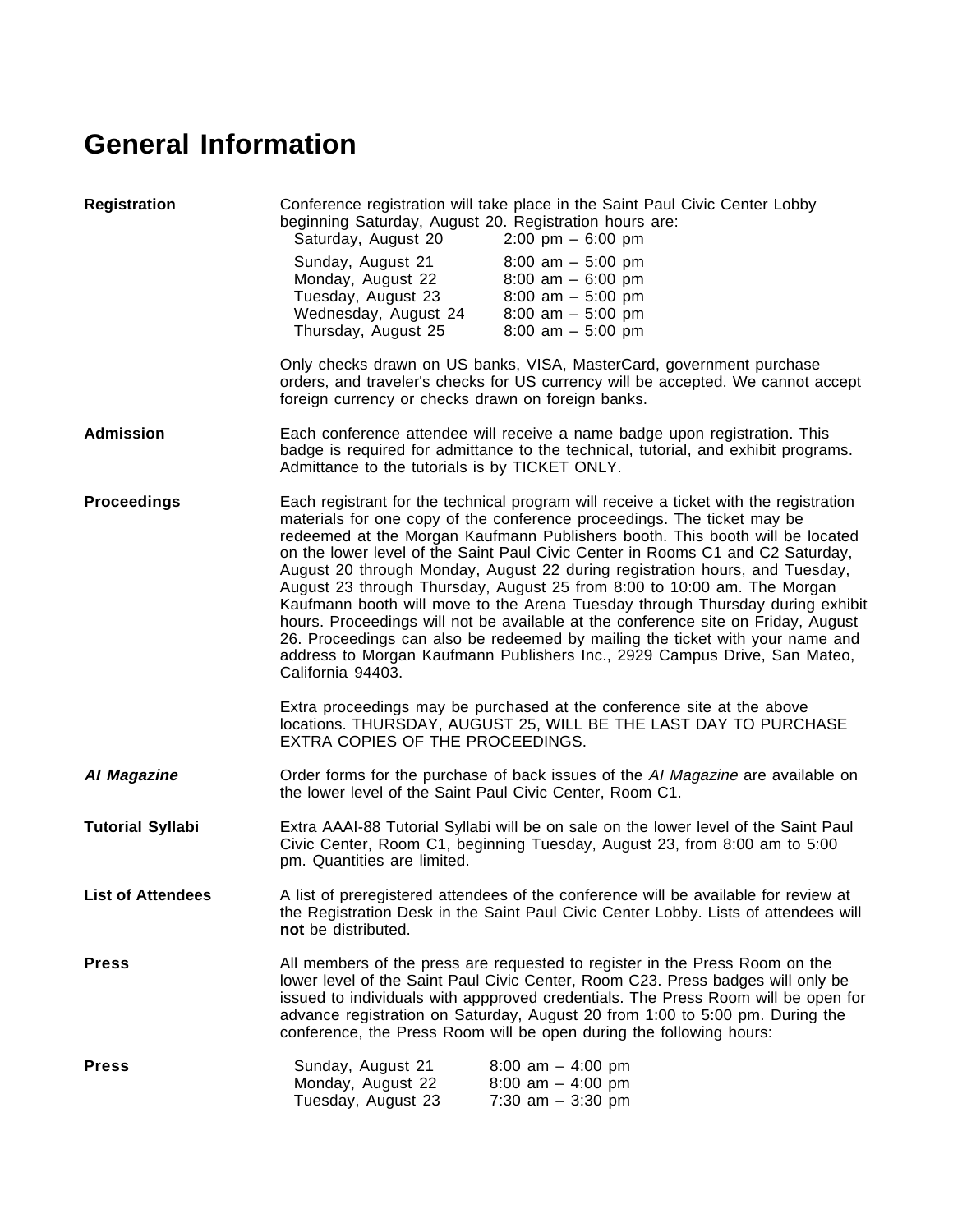# General Information

**Registration**

Conference registration will take place in the Saint Paul Civic Center Lobby beginning Saturday, August 20. Registration hours are:

| | |
|---|---|
| Saturday, August 20 | 2:00 pm – 6:00 pm |
| Sunday, August 21 | 8:00 am – 5:00 pm |
| Monday, August 22 | 8:00 am – 6:00 pm |
| Tuesday, August 23 | 8:00 am – 5:00 pm |
| Wednesday, August 24 | 8:00 am – 5:00 pm |
| Thursday, August 25 | 8:00 am – 5:00 pm |

Only checks drawn on US banks, VISA, MasterCard, government purchase orders, and traveler's checks for US currency will be accepted. We cannot accept foreign currency or checks drawn on foreign banks.

**Admission**

Each conference attendee will receive a name badge upon registration. This badge is required for admittance to the technical, tutorial, and exhibit programs. Admittance to the tutorials is by TICKET ONLY.

**Proceedings**

Each registrant for the technical program will receive a ticket with the registration materials for one copy of the conference proceedings. The ticket may be redeemed at the Morgan Kaufmann Publishers booth. This booth will be located on the lower level of the Saint Paul Civic Center in Rooms C1 and C2 Saturday, August 20 through Monday, August 22 during registration hours, and Tuesday, August 23 through Thursday, August 25 from 8:00 to 10:00 am. The Morgan Kaufmann booth will move to the Arena Tuesday through Thursday during exhibit hours. Proceedings will not be available at the conference site on Friday, August 26. Proceedings can also be redeemed by mailing the ticket with your name and address to Morgan Kaufmann Publishers Inc., 2929 Campus Drive, San Mateo, California 94403.

Extra proceedings may be purchased at the conference site at the above locations. THURSDAY, AUGUST 25, WILL BE THE LAST DAY TO PURCHASE EXTRA COPIES OF THE PROCEEDINGS.

***AI Magazine***

Order forms for the purchase of back issues of the *AI Magazine* are available on the lower level of the Saint Paul Civic Center, Room C1.

**Tutorial Syllabi**

Extra AAAI-88 Tutorial Syllabi will be on sale on the lower level of the Saint Paul Civic Center, Room C1, beginning Tuesday, August 23, from 8:00 am to 5:00 pm. Quantities are limited.

**List of Attendees**

A list of preregistered attendees of the conference will be available for review at the Registration Desk in the Saint Paul Civic Center Lobby. Lists of attendees will **not** be distributed.

**Press**

All members of the press are requested to register in the Press Room on the lower level of the Saint Paul Civic Center, Room C23. Press badges will only be issued to individuals with appproved credentials. The Press Room will be open for advance registration on Saturday, August 20 from 1:00 to 5:00 pm. During the conference, the Press Room will be open during the following hours:

**Press**

| | |
|---|---|
| Sunday, August 21 | 8:00 am – 4:00 pm |
| Monday, August 22 | 8:00 am – 4:00 pm |
| Tuesday, August 23 | 7:30 am – 3:30 pm |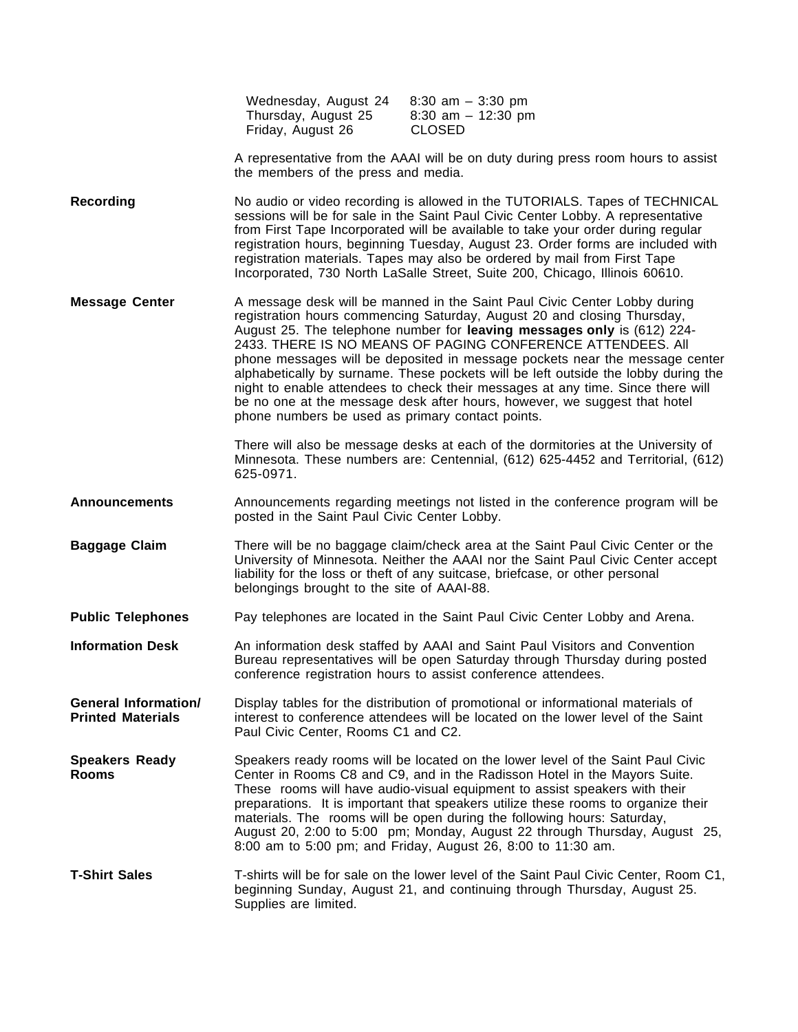| | |
|---|---|
| Wednesday, August 24 | 8:30 am – 3:30 pm |
| Thursday, August 25 | 8:30 am – 12:30 pm |
| Friday, August 26 | CLOSED |

A representative from the AAAI will be on duty during press room hours to assist the members of the press and media.

**Recording**

No audio or video recording is allowed in the TUTORIALS. Tapes of TECHNICAL sessions will be for sale in the Saint Paul Civic Center Lobby. A representative from First Tape Incorporated will be available to take your order during regular registration hours, beginning Tuesday, August 23. Order forms are included with registration materials. Tapes may also be ordered by mail from First Tape Incorporated, 730 North LaSalle Street, Suite 200, Chicago, Illinois 60610.

**Message Center**

A message desk will be manned in the Saint Paul Civic Center Lobby during registration hours commencing Saturday, August 20 and closing Thursday, August 25. The telephone number for **leaving messages only** is (612) 224-2433. THERE IS NO MEANS OF PAGING CONFERENCE ATTENDEES. All phone messages will be deposited in message pockets near the message center alphabetically by surname. These pockets will be left outside the lobby during the night to enable attendees to check their messages at any time. Since there will be no one at the message desk after hours, however, we suggest that hotel phone numbers be used as primary contact points.

There will also be message desks at each of the dormitories at the University of Minnesota. These numbers are: Centennial, (612) 625-4452 and Territorial, (612) 625-0971.

**Announcements**

Announcements regarding meetings not listed in the conference program will be posted in the Saint Paul Civic Center Lobby.

**Baggage Claim**

There will be no baggage claim/check area at the Saint Paul Civic Center or the University of Minnesota. Neither the AAAI nor the Saint Paul Civic Center accept liability for the loss or theft of any suitcase, briefcase, or other personal belongings brought to the site of AAAI-88.

**Public Telephones**

Pay telephones are located in the Saint Paul Civic Center Lobby and Arena.

**Information Desk**

An information desk staffed by AAAI and Saint Paul Visitors and Convention Bureau representatives will be open Saturday through Thursday during posted conference registration hours to assist conference attendees.

**General Information/ Printed Materials**

Display tables for the distribution of promotional or informational materials of interest to conference attendees will be located on the lower level of the Saint Paul Civic Center, Rooms C1 and C2.

**Speakers Ready Rooms**

Speakers ready rooms will be located on the lower level of the Saint Paul Civic Center in Rooms C8 and C9, and in the Radisson Hotel in the Mayors Suite. These rooms will have audio-visual equipment to assist speakers with their preparations. It is important that speakers utilize these rooms to organize their materials. The rooms will be open during the following hours: Saturday, August 20, 2:00 to 5:00 pm; Monday, August 22 through Thursday, August 25, 8:00 am to 5:00 pm; and Friday, August 26, 8:00 to 11:30 am.

**T-Shirt Sales**

T-shirts will be for sale on the lower level of the Saint Paul Civic Center, Room C1, beginning Sunday, August 21, and continuing through Thursday, August 25. Supplies are limited.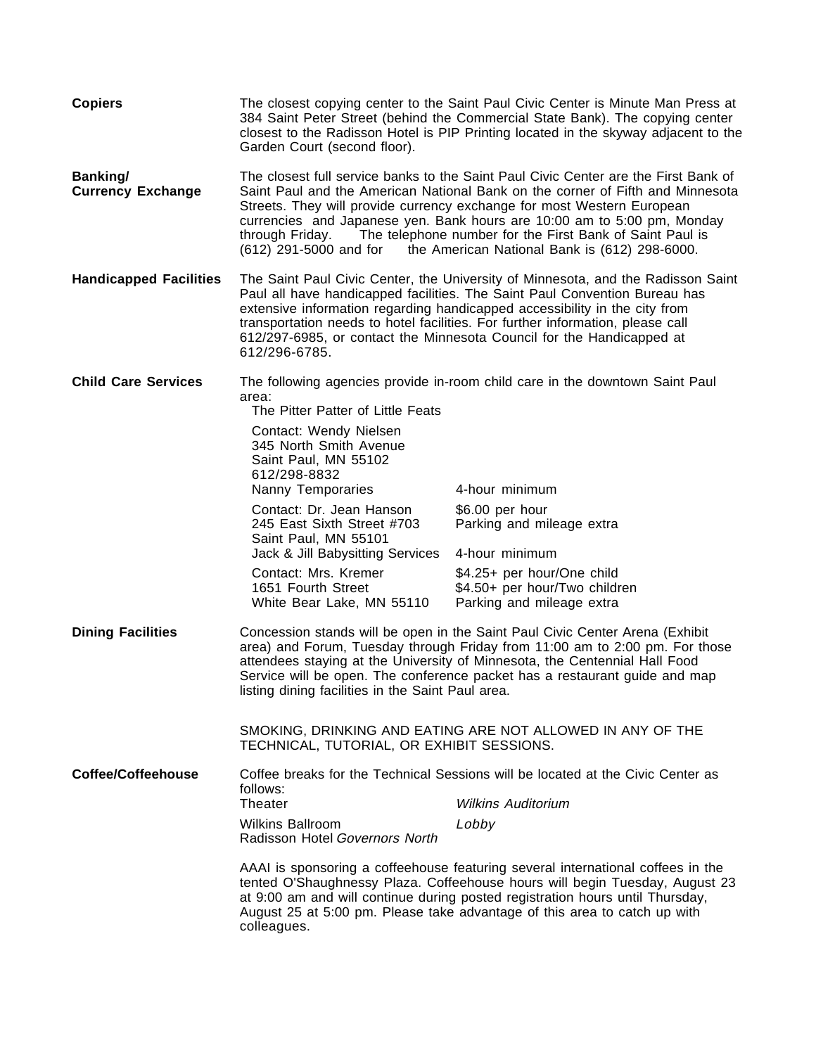**Copiers**

The closest copying center to the Saint Paul Civic Center is Minute Man Press at 384 Saint Peter Street (behind the Commercial State Bank). The copying center closest to the Radisson Hotel is PIP Printing located in the skyway adjacent to the Garden Court (second floor).

**Banking/ Currency Exchange**

The closest full service banks to the Saint Paul Civic Center are the First Bank of Saint Paul and the American National Bank on the corner of Fifth and Minnesota Streets. They will provide currency exchange for most Western European currencies and Japanese yen. Bank hours are 10:00 am to 5:00 pm, Monday through Friday. The telephone number for the First Bank of Saint Paul is (612) 291-5000 and for the American National Bank is (612) 298-6000.

**Handicapped Facilities**

The Saint Paul Civic Center, the University of Minnesota, and the Radisson Saint Paul all have handicapped facilities. The Saint Paul Convention Bureau has extensive information regarding handicapped accessibility in the city from transportation needs to hotel facilities. For further information, please call 612/297-6985, or contact the Minnesota Council for the Handicapped at 612/296-6785.

**Child Care Services**

The following agencies provide in-room child care in the downtown Saint Paul area:

The Pitter Patter of Little Feats

Contact: Wendy Nielsen
345 North Smith Avenue
Saint Paul, MN 55102
612/298-8832

Nanny Temporaries — 4-hour minimum

Contact: Dr. Jean Hanson — $6.00 per hour
245 East Sixth Street #703 — Parking and mileage extra
Saint Paul, MN 55101

Jack & Jill Babysitting Services — 4-hour minimum

Contact: Mrs. Kremer — $4.25+ per hour/One child
1651 Fourth Street — $4.50+ per hour/Two children
White Bear Lake, MN 55110 — Parking and mileage extra

**Dining Facilities**

Concession stands will be open in the Saint Paul Civic Center Arena (Exhibit area) and Forum, Tuesday through Friday from 11:00 am to 2:00 pm. For those attendees staying at the University of Minnesota, the Centennial Hall Food Service will be open. The conference packet has a restaurant guide and map listing dining facilities in the Saint Paul area.

SMOKING, DRINKING AND EATING ARE NOT ALLOWED IN ANY OF THE TECHNICAL, TUTORIAL, OR EXHIBIT SESSIONS.

**Coffee/Coffeehouse**

Coffee breaks for the Technical Sessions will be located at the Civic Center as follows:

| | |
|---|---|
| Theater | *Wilkins Auditorium* |
| Wilkins Ballroom | *Lobby* |
| Radisson Hotel *Governors North* | |

AAAI is sponsoring a coffeehouse featuring several international coffees in the tented O'Shaughnessy Plaza. Coffeehouse hours will begin Tuesday, August 23 at 9:00 am and will continue during posted registration hours until Thursday, August 25 at 5:00 pm. Please take advantage of this area to catch up with colleagues.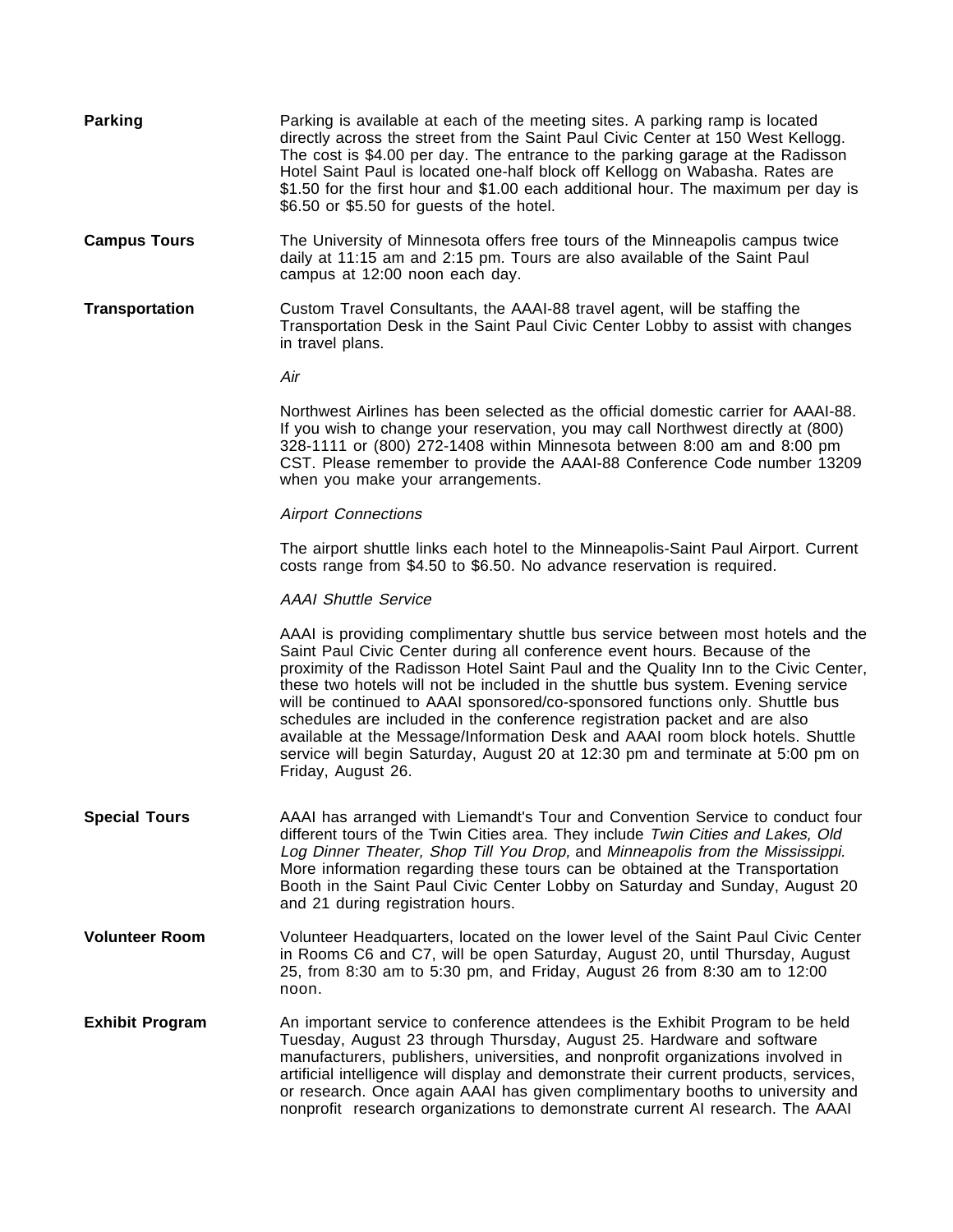**Parking**

Parking is available at each of the meeting sites. A parking ramp is located directly across the street from the Saint Paul Civic Center at 150 West Kellogg. The cost is $4.00 per day. The entrance to the parking garage at the Radisson Hotel Saint Paul is located one-half block off Kellogg on Wabasha. Rates are $1.50 for the first hour and $1.00 each additional hour. The maximum per day is $6.50 or $5.50 for guests of the hotel.

**Campus Tours**

The University of Minnesota offers free tours of the Minneapolis campus twice daily at 11:15 am and 2:15 pm. Tours are also available of the Saint Paul campus at 12:00 noon each day.

**Transportation**

Custom Travel Consultants, the AAAI-88 travel agent, will be staffing the Transportation Desk in the Saint Paul Civic Center Lobby to assist with changes in travel plans.

*Air*

Northwest Airlines has been selected as the official domestic carrier for AAAI-88. If you wish to change your reservation, you may call Northwest directly at (800) 328-1111 or (800) 272-1408 within Minnesota between 8:00 am and 8:00 pm CST. Please remember to provide the AAAI-88 Conference Code number 13209 when you make your arrangements.

*Airport Connections*

The airport shuttle links each hotel to the Minneapolis-Saint Paul Airport. Current costs range from $4.50 to $6.50. No advance reservation is required.

*AAAI Shuttle Service*

AAAI is providing complimentary shuttle bus service between most hotels and the Saint Paul Civic Center during all conference event hours. Because of the proximity of the Radisson Hotel Saint Paul and the Quality Inn to the Civic Center, these two hotels will not be included in the shuttle bus system. Evening service will be continued to AAAI sponsored/co-sponsored functions only. Shuttle bus schedules are included in the conference registration packet and are also available at the Message/Information Desk and AAAI room block hotels. Shuttle service will begin Saturday, August 20 at 12:30 pm and terminate at 5:00 pm on Friday, August 26.

**Special Tours**

AAAI has arranged with Liemandt's Tour and Convention Service to conduct four different tours of the Twin Cities area. They include *Twin Cities and Lakes, Old Log Dinner Theater, Shop Till You Drop,* and *Minneapolis from the Mississippi*. More information regarding these tours can be obtained at the Transportation Booth in the Saint Paul Civic Center Lobby on Saturday and Sunday, August 20 and 21 during registration hours.

**Volunteer Room**

Volunteer Headquarters, located on the lower level of the Saint Paul Civic Center in Rooms C6 and C7, will be open Saturday, August 20, until Thursday, August 25, from 8:30 am to 5:30 pm, and Friday, August 26 from 8:30 am to 12:00 noon.

**Exhibit Program**

An important service to conference attendees is the Exhibit Program to be held Tuesday, August 23 through Thursday, August 25. Hardware and software manufacturers, publishers, universities, and nonprofit organizations involved in artificial intelligence will display and demonstrate their current products, services, or research. Once again AAAI has given complimentary booths to university and nonprofit research organizations to demonstrate current AI research. The AAAI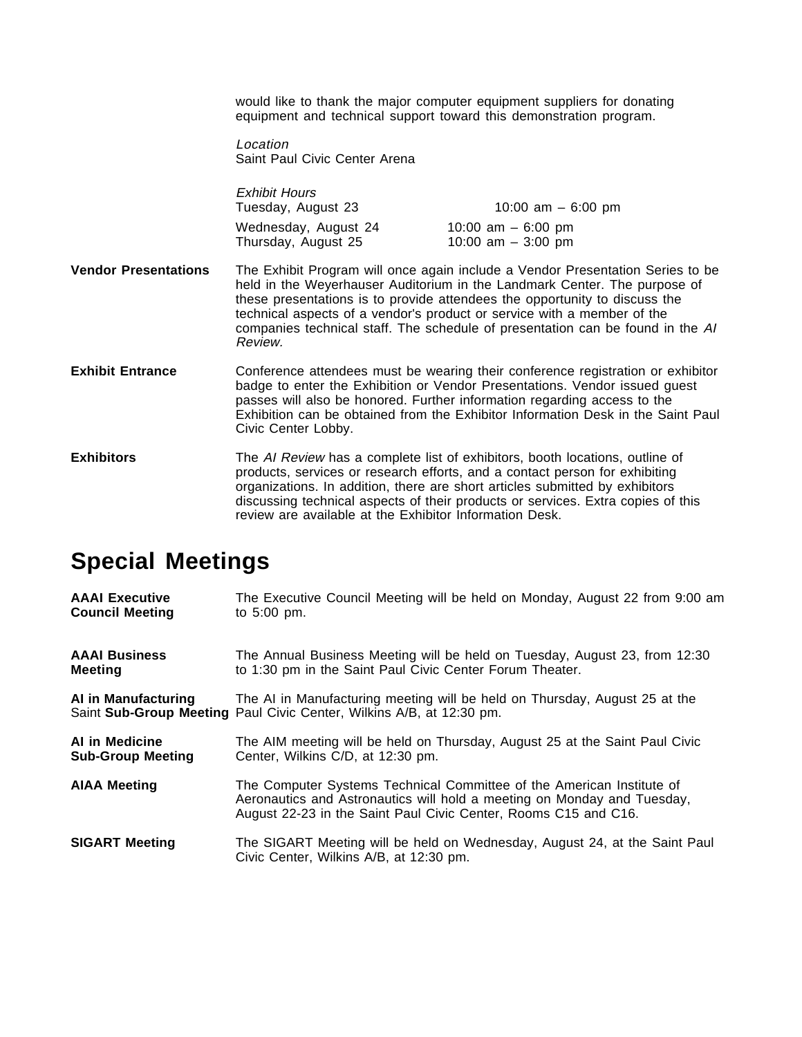would like to thank the major computer equipment suppliers for donating equipment and technical support toward this demonstration program.

*Location*
Saint Paul Civic Center Arena

*Exhibit Hours*

| | |
|---|---|
| Tuesday, August 23 | 10:00 am – 6:00 pm |
| Wednesday, August 24 | 10:00 am – 6:00 pm |
| Thursday, August 25 | 10:00 am – 3:00 pm |

**Vendor Presentations**

The Exhibit Program will once again include a Vendor Presentation Series to be held in the Weyerhauser Auditorium in the Landmark Center. The purpose of these presentations is to provide attendees the opportunity to discuss the technical aspects of a vendor's product or service with a member of the companies technical staff. The schedule of presentation can be found in the *AI Review.*

**Exhibit Entrance**

Conference attendees must be wearing their conference registration or exhibitor badge to enter the Exhibition or Vendor Presentations. Vendor issued guest passes will also be honored. Further information regarding access to the Exhibition can be obtained from the Exhibitor Information Desk in the Saint Paul Civic Center Lobby.

**Exhibitors**

The *AI Review* has a complete list of exhibitors, booth locations, outline of products, services or research efforts, and a contact person for exhibiting organizations. In addition, there are short articles submitted by exhibitors discussing technical aspects of their products or services. Extra copies of this review are available at the Exhibitor Information Desk.

# Special Meetings

**AAAI Executive Council Meeting**

The Executive Council Meeting will be held on Monday, August 22 from 9:00 am to 5:00 pm.

**AAAI Business Meeting**

The Annual Business Meeting will be held on Tuesday, August 23, from 12:30 to 1:30 pm in the Saint Paul Civic Center Forum Theater.

**AI in Manufacturing Sub-Group Meeting**

The AI in Manufacturing meeting will be held on Thursday, August 25 at the Saint Paul Civic Center, Wilkins A/B, at 12:30 pm.

**AI in Medicine Sub-Group Meeting**

The AIM meeting will be held on Thursday, August 25 at the Saint Paul Civic Center, Wilkins C/D, at 12:30 pm.

**AIAA Meeting**

The Computer Systems Technical Committee of the American Institute of Aeronautics and Astronautics will hold a meeting on Monday and Tuesday, August 22-23 in the Saint Paul Civic Center, Rooms C15 and C16.

**SIGART Meeting**

The SIGART Meeting will be held on Wednesday, August 24, at the Saint Paul Civic Center, Wilkins A/B, at 12:30 pm.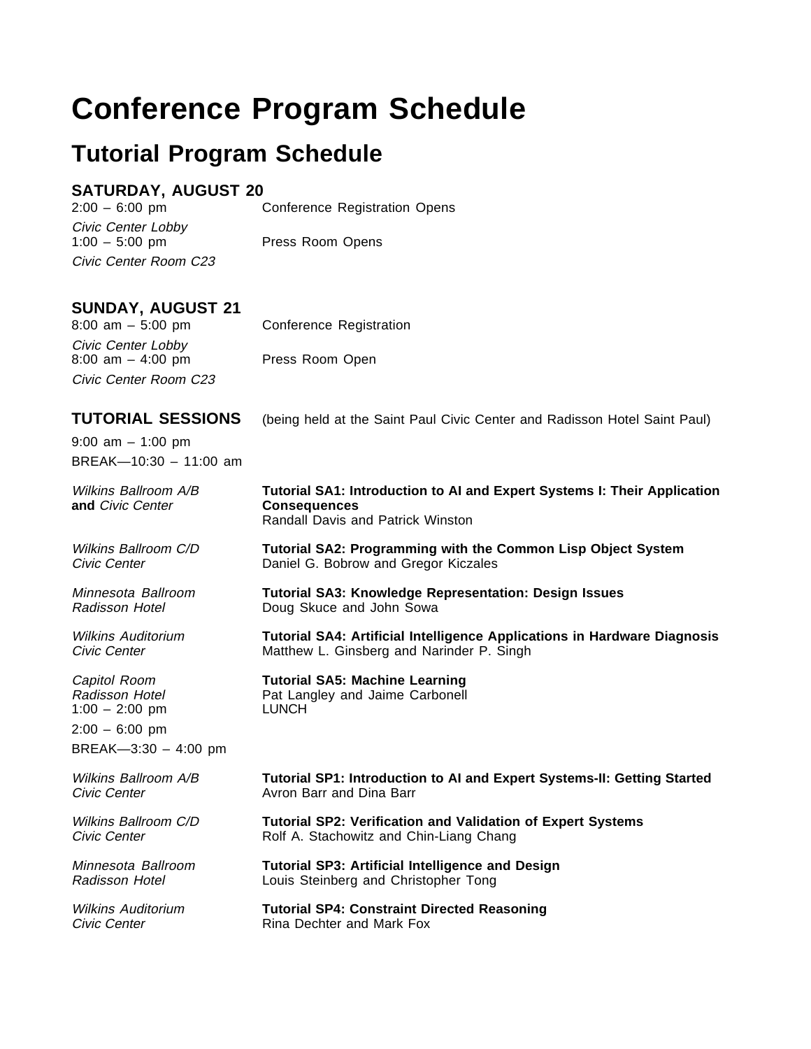# Conference Program Schedule

## Tutorial Program Schedule

### SATURDAY, AUGUST 20

2:00 – 6:00 pm — Conference Registration Opens
*Civic Center Lobby*

1:00 – 5:00 pm — Press Room Opens
*Civic Center Room C23*

### SUNDAY, AUGUST 21

8:00 am – 5:00 pm — Conference Registration
*Civic Center Lobby*

8:00 am – 4:00 pm — Press Room Open
*Civic Center Room C23*

### TUTORIAL SESSIONS

(being held at the Saint Paul Civic Center and Radisson Hotel Saint Paul)

9:00 am – 1:00 pm
BREAK—10:30 – 11:00 am

*Wilkins Ballroom A/B* **and** *Civic Center*
**Tutorial SA1: Introduction to AI and Expert Systems I: Their Application Consequences**
Randall Davis and Patrick Winston

*Wilkins Ballroom C/D*
*Civic Center*
**Tutorial SA2: Programming with the Common Lisp Object System**
Daniel G. Bobrow and Gregor Kiczales

*Minnesota Ballroom*
*Radisson Hotel*
**Tutorial SA3: Knowledge Representation: Design Issues**
Doug Skuce and John Sowa

*Wilkins Auditorium*
*Civic Center*
**Tutorial SA4: Artificial Intelligence Applications in Hardware Diagnosis**
Matthew L. Ginsberg and Narinder P. Singh

*Capitol Room*
*Radisson Hotel*
**Tutorial SA5: Machine Learning**
Pat Langley and Jaime Carbonell

1:00 – 2:00 pm — LUNCH

2:00 – 6:00 pm
BREAK—3:30 – 4:00 pm

*Wilkins Ballroom A/B*
*Civic Center*
**Tutorial SP1: Introduction to AI and Expert Systems-II: Getting Started**
Avron Barr and Dina Barr

*Wilkins Ballroom C/D*
*Civic Center*
**Tutorial SP2: Verification and Validation of Expert Systems**
Rolf A. Stachowitz and Chin-Liang Chang

*Minnesota Ballroom*
*Radisson Hotel*
**Tutorial SP3: Artificial Intelligence and Design**
Louis Steinberg and Christopher Tong

*Wilkins Auditorium*
*Civic Center*
**Tutorial SP4: Constraint Directed Reasoning**
Rina Dechter and Mark Fox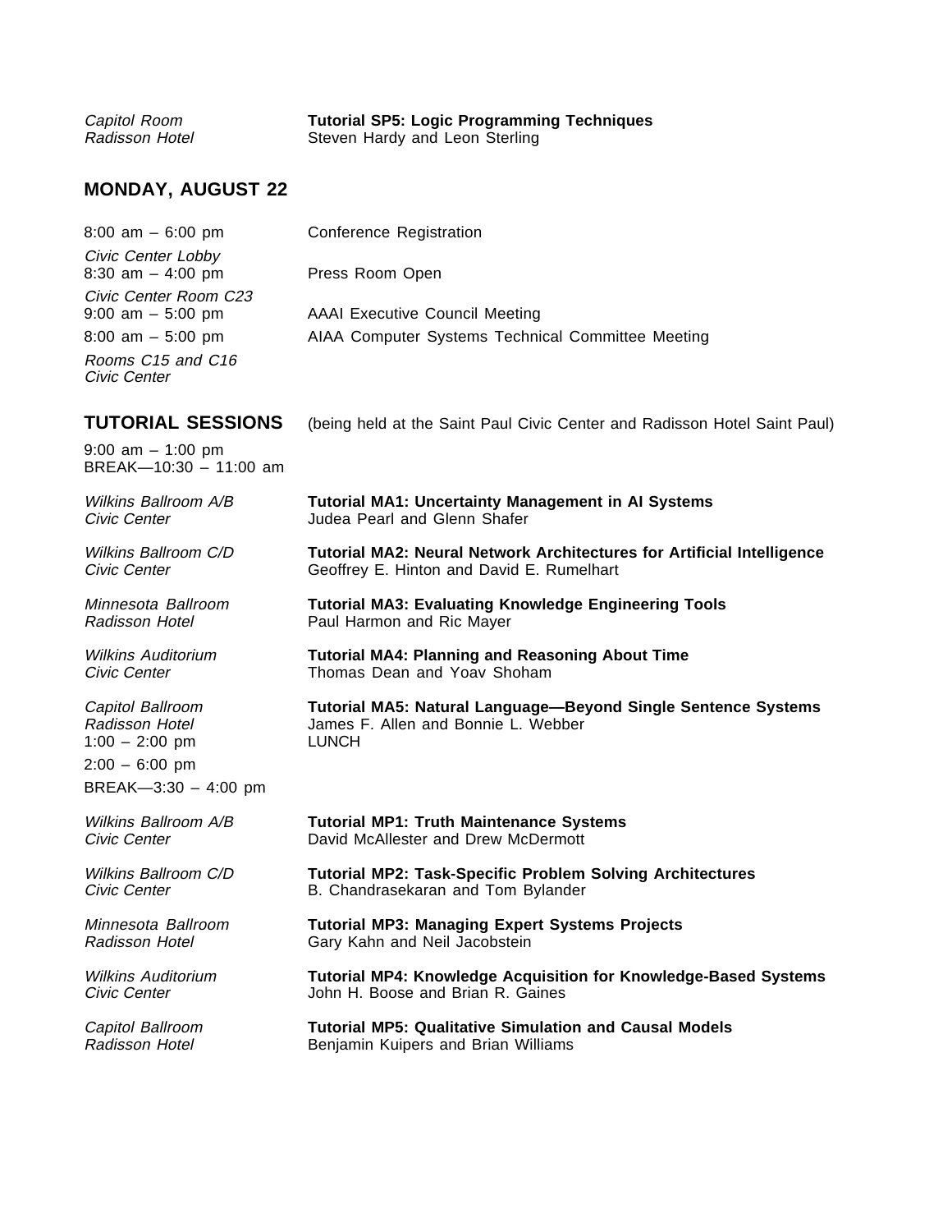*Capitol Room*
*Radisson Hotel*

**Tutorial SP5: Logic Programming Techniques**
Steven Hardy and Leon Sterling

## MONDAY, AUGUST 22

8:00 am – 6:00 pm — Conference Registration
*Civic Center Lobby*

8:30 am – 4:00 pm — Press Room Open
*Civic Center Room C23*

9:00 am – 5:00 pm — AAAI Executive Council Meeting

8:00 am – 5:00 pm — AIAA Computer Systems Technical Committee Meeting
*Rooms C15 and C16*
*Civic Center*

## TUTORIAL SESSIONS

(being held at the Saint Paul Civic Center and Radisson Hotel Saint Paul)

9:00 am – 1:00 pm
BREAK—10:30 – 11:00 am

*Wilkins Ballroom A/B*
*Civic Center*

**Tutorial MA1: Uncertainty Management in AI Systems**
Judea Pearl and Glenn Shafer

*Wilkins Ballroom C/D*
*Civic Center*

**Tutorial MA2: Neural Network Architectures for Artificial Intelligence**
Geoffrey E. Hinton and David E. Rumelhart

*Minnesota Ballroom*
*Radisson Hotel*

**Tutorial MA3: Evaluating Knowledge Engineering Tools**
Paul Harmon and Ric Mayer

*Wilkins Auditorium*
*Civic Center*

**Tutorial MA4: Planning and Reasoning About Time**
Thomas Dean and Yoav Shoham

*Capitol Ballroom*
*Radisson Hotel*

**Tutorial MA5: Natural Language—Beyond Single Sentence Systems**
James F. Allen and Bonnie L. Webber

1:00 – 2:00 pm — LUNCH

2:00 – 6:00 pm
BREAK—3:30 – 4:00 pm

*Wilkins Ballroom A/B*
*Civic Center*

**Tutorial MP1: Truth Maintenance Systems**
David McAllester and Drew McDermott

*Wilkins Ballroom C/D*
*Civic Center*

**Tutorial MP2: Task-Specific Problem Solving Architectures**
B. Chandrasekaran and Tom Bylander

*Minnesota Ballroom*
*Radisson Hotel*

**Tutorial MP3: Managing Expert Systems Projects**
Gary Kahn and Neil Jacobstein

*Wilkins Auditorium*
*Civic Center*

**Tutorial MP4: Knowledge Acquisition for Knowledge-Based Systems**
John H. Boose and Brian R. Gaines

*Capitol Ballroom*
*Radisson Hotel*

**Tutorial MP5: Qualitative Simulation and Causal Models**
Benjamin Kuipers and Brian Williams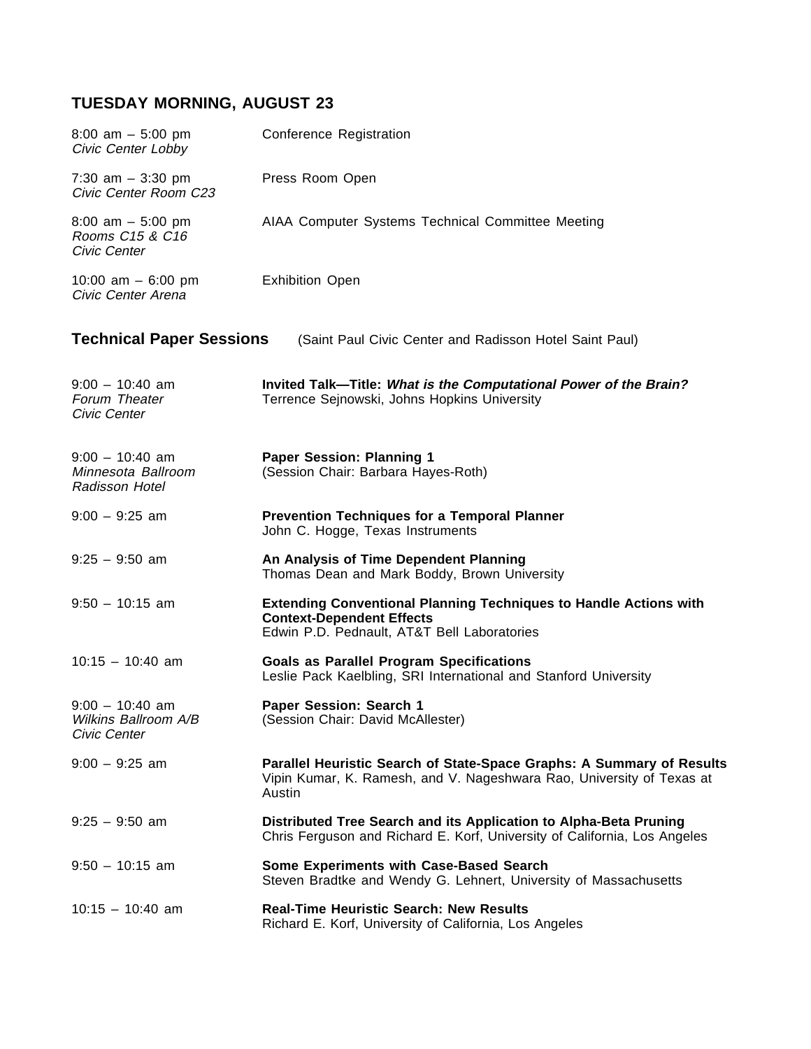## TUESDAY MORNING, AUGUST 23

8:00 am – 5:00 pm
*Civic Center Lobby*
Conference Registration

7:30 am – 3:30 pm
*Civic Center Room C23*
Press Room Open

8:00 am – 5:00 pm
*Rooms C15 & C16*
*Civic Center*
AIAA Computer Systems Technical Committee Meeting

10:00 am – 6:00 pm
*Civic Center Arena*
Exhibition Open

### Technical Paper Sessions (Saint Paul Civic Center and Radisson Hotel Saint Paul)

9:00 – 10:40 am
*Forum Theater*
*Civic Center*
**Invited Talk—Title: *What is the Computational Power of the Brain?***
Terrence Sejnowski, Johns Hopkins University

9:00 – 10:40 am
*Minnesota Ballroom*
*Radisson Hotel*
**Paper Session: Planning 1**
(Session Chair: Barbara Hayes-Roth)

9:00 – 9:25 am
**Prevention Techniques for a Temporal Planner**
John C. Hogge, Texas Instruments

9:25 – 9:50 am
**An Analysis of Time Dependent Planning**
Thomas Dean and Mark Boddy, Brown University

9:50 – 10:15 am
**Extending Conventional Planning Techniques to Handle Actions with Context-Dependent Effects**
Edwin P.D. Pednault, AT&T Bell Laboratories

10:15 – 10:40 am
**Goals as Parallel Program Specifications**
Leslie Pack Kaelbling, SRI International and Stanford University

9:00 – 10:40 am
*Wilkins Ballroom A/B*
*Civic Center*
**Paper Session: Search 1**
(Session Chair: David McAllester)

9:00 – 9:25 am
**Parallel Heuristic Search of State-Space Graphs: A Summary of Results**
Vipin Kumar, K. Ramesh, and V. Nageshwara Rao, University of Texas at Austin

9:25 – 9:50 am
**Distributed Tree Search and its Application to Alpha-Beta Pruning**
Chris Ferguson and Richard E. Korf, University of California, Los Angeles

9:50 – 10:15 am
**Some Experiments with Case-Based Search**
Steven Bradtke and Wendy G. Lehnert, University of Massachusetts

10:15 – 10:40 am
**Real-Time Heuristic Search: New Results**
Richard E. Korf, University of California, Los Angeles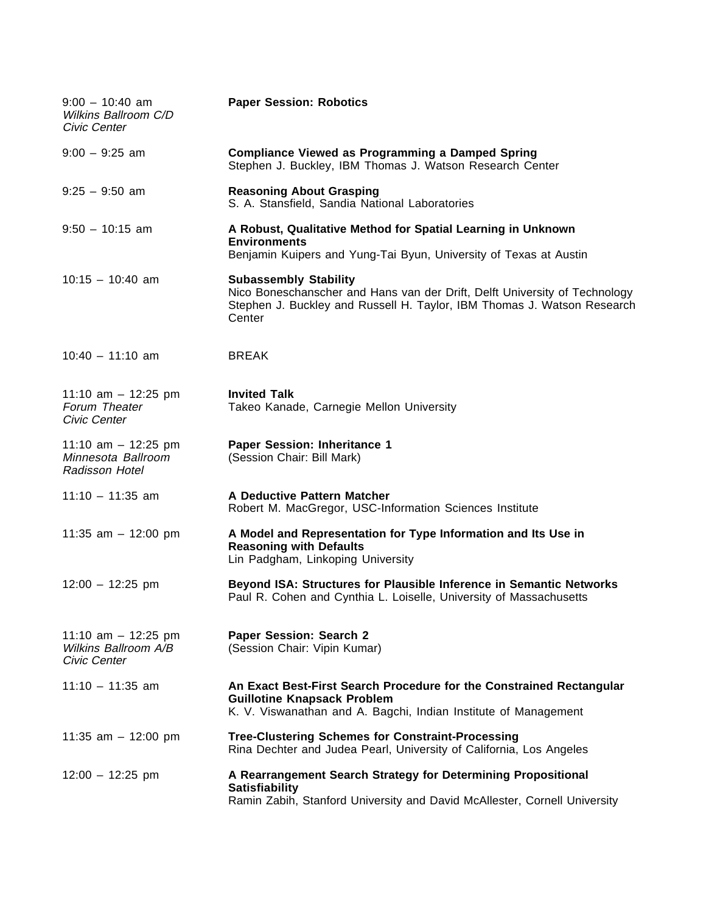9:00 – 10:40 am
*Wilkins Ballroom C/D*
*Civic Center*

**Paper Session: Robotics**

9:00 – 9:25 am

**Compliance Viewed as Programming a Damped Spring**
Stephen J. Buckley, IBM Thomas J. Watson Research Center

9:25 – 9:50 am

**Reasoning About Grasping**
S. A. Stansfield, Sandia National Laboratories

9:50 – 10:15 am

**A Robust, Qualitative Method for Spatial Learning in Unknown Environments**
Benjamin Kuipers and Yung-Tai Byun, University of Texas at Austin

10:15 – 10:40 am

**Subassembly Stability**
Nico Boneschanscher and Hans van der Drift, Delft University of Technology
Stephen J. Buckley and Russell H. Taylor, IBM Thomas J. Watson Research Center

10:40 – 11:10 am

BREAK

11:10 am – 12:25 pm
*Forum Theater*
*Civic Center*

**Invited Talk**
Takeo Kanade, Carnegie Mellon University

11:10 am – 12:25 pm
*Minnesota Ballroom*
*Radisson Hotel*

**Paper Session: Inheritance 1**
(Session Chair: Bill Mark)

11:10 – 11:35 am

**A Deductive Pattern Matcher**
Robert M. MacGregor, USC-Information Sciences Institute

11:35 am – 12:00 pm

**A Model and Representation for Type Information and Its Use in Reasoning with Defaults**
Lin Padgham, Linkoping University

12:00 – 12:25 pm

**Beyond ISA: Structures for Plausible Inference in Semantic Networks**
Paul R. Cohen and Cynthia L. Loiselle, University of Massachusetts

11:10 am – 12:25 pm
*Wilkins Ballroom A/B*
*Civic Center*

**Paper Session: Search 2**
(Session Chair: Vipin Kumar)

11:10 – 11:35 am

**An Exact Best-First Search Procedure for the Constrained Rectangular Guillotine Knapsack Problem**
K. V. Viswanathan and A. Bagchi, Indian Institute of Management

11:35 am – 12:00 pm

**Tree-Clustering Schemes for Constraint-Processing**
Rina Dechter and Judea Pearl, University of California, Los Angeles

12:00 – 12:25 pm

**A Rearrangement Search Strategy for Determining Propositional Satisfiability**
Ramin Zabih, Stanford University and David McAllester, Cornell University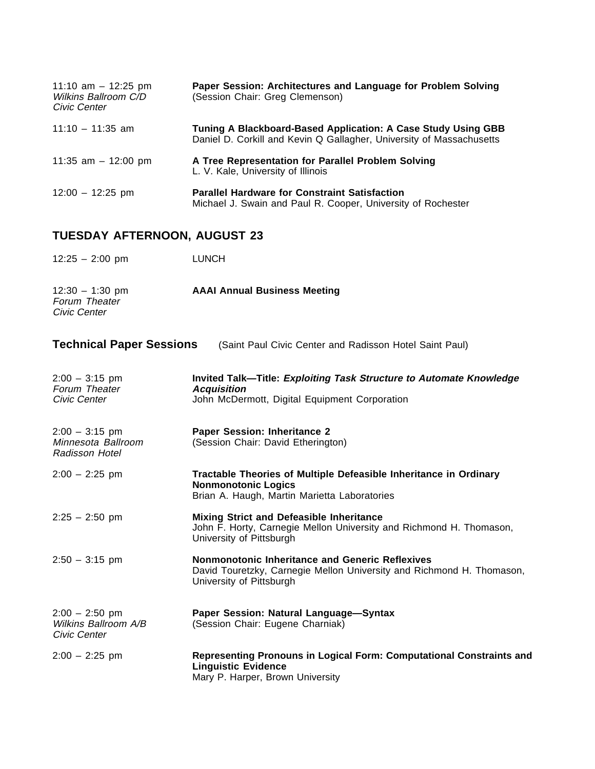11:10 am – 12:25 pm
*Wilkins Ballroom C/D*
*Civic Center*

**Paper Session: Architectures and Language for Problem Solving**
(Session Chair: Greg Clemenson)

11:10 – 11:35 am

**Tuning A Blackboard-Based Application: A Case Study Using GBB**
Daniel D. Corkill and Kevin Q Gallagher, University of Massachusetts

11:35 am – 12:00 pm

**A Tree Representation for Parallel Problem Solving**
L. V. Kale, University of Illinois

12:00 – 12:25 pm

**Parallel Hardware for Constraint Satisfaction**
Michael J. Swain and Paul R. Cooper, University of Rochester

## TUESDAY AFTERNOON, AUGUST 23

12:25 – 2:00 pm

LUNCH

12:30 – 1:30 pm
*Forum Theater*
*Civic Center*

**AAAI Annual Business Meeting**

## Technical Paper Sessions (Saint Paul Civic Center and Radisson Hotel Saint Paul)

2:00 – 3:15 pm
*Forum Theater*
*Civic Center*

**Invited Talk—Title: *Exploiting Task Structure to Automate Knowledge Acquisition***
John McDermott, Digital Equipment Corporation

2:00 – 3:15 pm
*Minnesota Ballroom*
*Radisson Hotel*

**Paper Session: Inheritance 2**
(Session Chair: David Etherington)

2:00 – 2:25 pm

**Tractable Theories of Multiple Defeasible Inheritance in Ordinary Nonmonotonic Logics**
Brian A. Haugh, Martin Marietta Laboratories

2:25 – 2:50 pm

**Mixing Strict and Defeasible Inheritance**
John F. Horty, Carnegie Mellon University and Richmond H. Thomason, University of Pittsburgh

2:50 – 3:15 pm

**Nonmonotonic Inheritance and Generic Reflexives**
David Touretzky, Carnegie Mellon University and Richmond H. Thomason, University of Pittsburgh

2:00 – 2:50 pm
*Wilkins Ballroom A/B*
*Civic Center*

**Paper Session: Natural Language—Syntax**
(Session Chair: Eugene Charniak)

2:00 – 2:25 pm

**Representing Pronouns in Logical Form: Computational Constraints and Linguistic Evidence**
Mary P. Harper, Brown University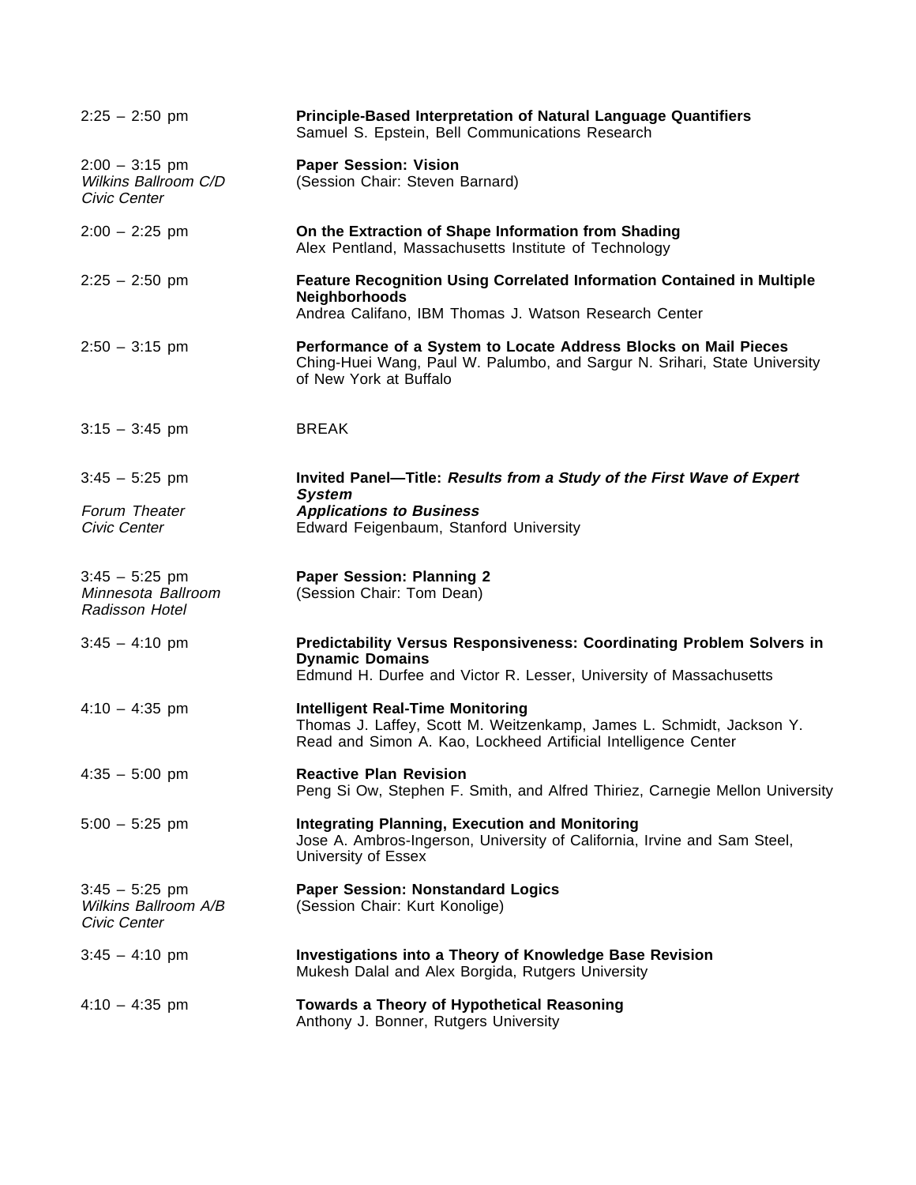2:25 – 2:50 pm

**Principle-Based Interpretation of Natural Language Quantifiers**
Samuel S. Epstein, Bell Communications Research

2:00 – 3:15 pm
*Wilkins Ballroom C/D*
*Civic Center*

**Paper Session: Vision**
(Session Chair: Steven Barnard)

2:00 – 2:25 pm

**On the Extraction of Shape Information from Shading**
Alex Pentland, Massachusetts Institute of Technology

2:25 – 2:50 pm

**Feature Recognition Using Correlated Information Contained in Multiple Neighborhoods**
Andrea Califano, IBM Thomas J. Watson Research Center

2:50 – 3:15 pm

**Performance of a System to Locate Address Blocks on Mail Pieces**
Ching-Huei Wang, Paul W. Palumbo, and Sargur N. Srihari, State University of New York at Buffalo

3:15 – 3:45 pm

BREAK

3:45 – 5:25 pm
*Forum Theater*
*Civic Center*

**Invited Panel—Title: *Results from a Study of the First Wave of Expert System Applications to Business***
Edward Feigenbaum, Stanford University

3:45 – 5:25 pm
*Minnesota Ballroom*
*Radisson Hotel*

**Paper Session: Planning 2**
(Session Chair: Tom Dean)

3:45 – 4:10 pm

**Predictability Versus Responsiveness: Coordinating Problem Solvers in Dynamic Domains**
Edmund H. Durfee and Victor R. Lesser, University of Massachusetts

4:10 – 4:35 pm

**Intelligent Real-Time Monitoring**
Thomas J. Laffey, Scott M. Weitzenkamp, James L. Schmidt, Jackson Y. Read and Simon A. Kao, Lockheed Artificial Intelligence Center

4:35 – 5:00 pm

**Reactive Plan Revision**
Peng Si Ow, Stephen F. Smith, and Alfred Thiriez, Carnegie Mellon University

5:00 – 5:25 pm

**Integrating Planning, Execution and Monitoring**
Jose A. Ambros-Ingerson, University of California, Irvine and Sam Steel, University of Essex

3:45 – 5:25 pm
*Wilkins Ballroom A/B*
*Civic Center*

**Paper Session: Nonstandard Logics**
(Session Chair: Kurt Konolige)

3:45 – 4:10 pm

**Investigations into a Theory of Knowledge Base Revision**
Mukesh Dalal and Alex Borgida, Rutgers University

4:10 – 4:35 pm

**Towards a Theory of Hypothetical Reasoning**
Anthony J. Bonner, Rutgers University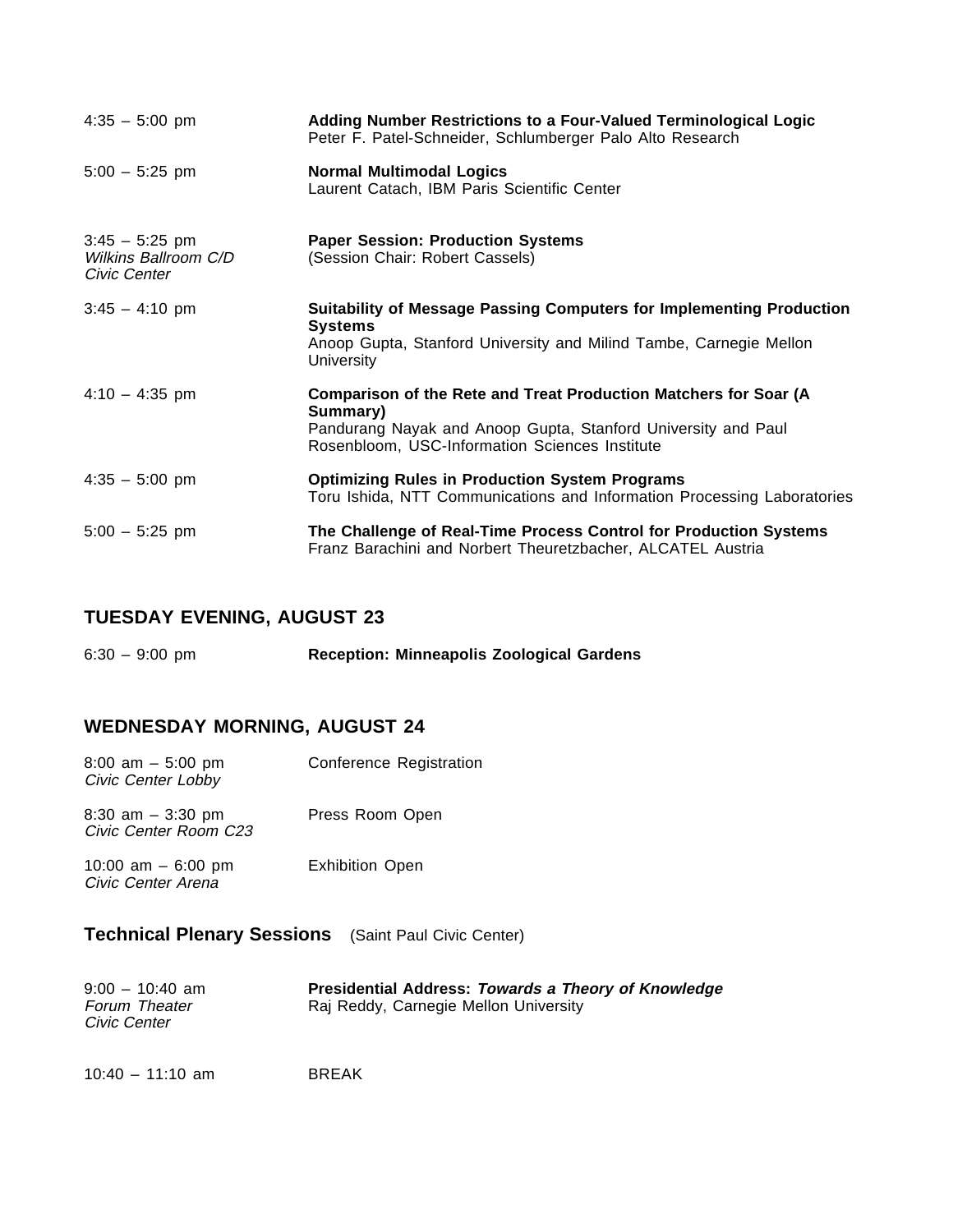4:35 – 5:00 pm **Adding Number Restrictions to a Four-Valued Terminological Logic**
Peter F. Patel-Schneider, Schlumberger Palo Alto Research

5:00 – 5:25 pm **Normal Multimodal Logics**
Laurent Catach, IBM Paris Scientific Center

3:45 – 5:25 pm
*Wilkins Ballroom C/D*
*Civic Center*
**Paper Session: Production Systems**
(Session Chair: Robert Cassels)

3:45 – 4:10 pm **Suitability of Message Passing Computers for Implementing Production Systems**
Anoop Gupta, Stanford University and Milind Tambe, Carnegie Mellon University

4:10 – 4:35 pm **Comparison of the Rete and Treat Production Matchers for Soar (A Summary)**
Pandurang Nayak and Anoop Gupta, Stanford University and Paul Rosenbloom, USC-Information Sciences Institute

4:35 – 5:00 pm **Optimizing Rules in Production System Programs**
Toru Ishida, NTT Communications and Information Processing Laboratories

5:00 – 5:25 pm **The Challenge of Real-Time Process Control for Production Systems**
Franz Barachini and Norbert Theuretzbacher, ALCATEL Austria

## TUESDAY EVENING, AUGUST 23

6:30 – 9:00 pm **Reception: Minneapolis Zoological Gardens**

## WEDNESDAY MORNING, AUGUST 24

8:00 am – 5:00 pm
*Civic Center Lobby*
Conference Registration

8:30 am – 3:30 pm
*Civic Center Room C23*
Press Room Open

10:00 am – 6:00 pm
*Civic Center Arena*
Exhibition Open

### Technical Plenary Sessions (Saint Paul Civic Center)

9:00 – 10:40 am
*Forum Theater*
*Civic Center*
**Presidential Address: *Towards a Theory of Knowledge***
Raj Reddy, Carnegie Mellon University

10:40 – 11:10 am BREAK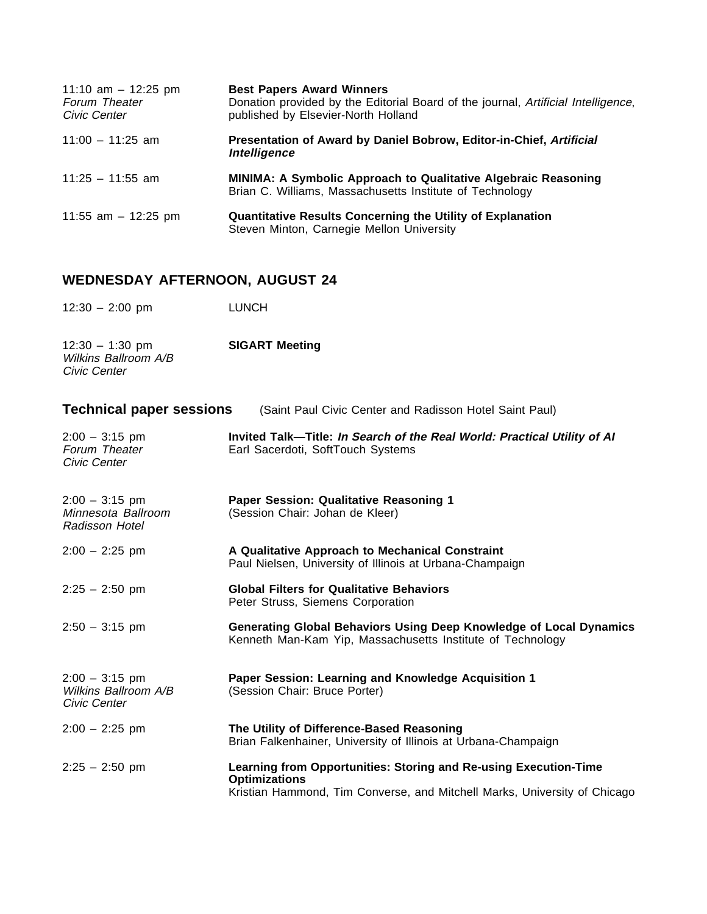11:10 am – 12:25 pm
*Forum Theater*
*Civic Center*

**Best Papers Award Winners**
Donation provided by the Editorial Board of the journal, *Artificial Intelligence*, published by Elsevier-North Holland

11:00 – 11:25 am

**Presentation of Award by Daniel Bobrow, Editor-in-Chief, *Artificial Intelligence***

11:25 – 11:55 am

**MINIMA: A Symbolic Approach to Qualitative Algebraic Reasoning**
Brian C. Williams, Massachusetts Institute of Technology

11:55 am – 12:25 pm

**Quantitative Results Concerning the Utility of Explanation**
Steven Minton, Carnegie Mellon University

## WEDNESDAY AFTERNOON, AUGUST 24

12:30 – 2:00 pm

LUNCH

12:30 – 1:30 pm
*Wilkins Ballroom A/B*
*Civic Center*

**SIGART Meeting**

### Technical paper sessions (Saint Paul Civic Center and Radisson Hotel Saint Paul)

2:00 – 3:15 pm
*Forum Theater*
*Civic Center*

**Invited Talk—Title: *In Search of the Real World: Practical Utility of AI***
Earl Sacerdoti, SoftTouch Systems

2:00 – 3:15 pm
*Minnesota Ballroom*
*Radisson Hotel*

**Paper Session: Qualitative Reasoning 1**
(Session Chair: Johan de Kleer)

2:00 – 2:25 pm

**A Qualitative Approach to Mechanical Constraint**
Paul Nielsen, University of Illinois at Urbana-Champaign

2:25 – 2:50 pm

**Global Filters for Qualitative Behaviors**
Peter Struss, Siemens Corporation

2:50 – 3:15 pm

**Generating Global Behaviors Using Deep Knowledge of Local Dynamics**
Kenneth Man-Kam Yip, Massachusetts Institute of Technology

2:00 – 3:15 pm
*Wilkins Ballroom A/B*
*Civic Center*

**Paper Session: Learning and Knowledge Acquisition 1**
(Session Chair: Bruce Porter)

2:00 – 2:25 pm

**The Utility of Difference-Based Reasoning**
Brian Falkenhainer, University of Illinois at Urbana-Champaign

2:25 – 2:50 pm

**Learning from Opportunities: Storing and Re-using Execution-Time Optimizations**
Kristian Hammond, Tim Converse, and Mitchell Marks, University of Chicago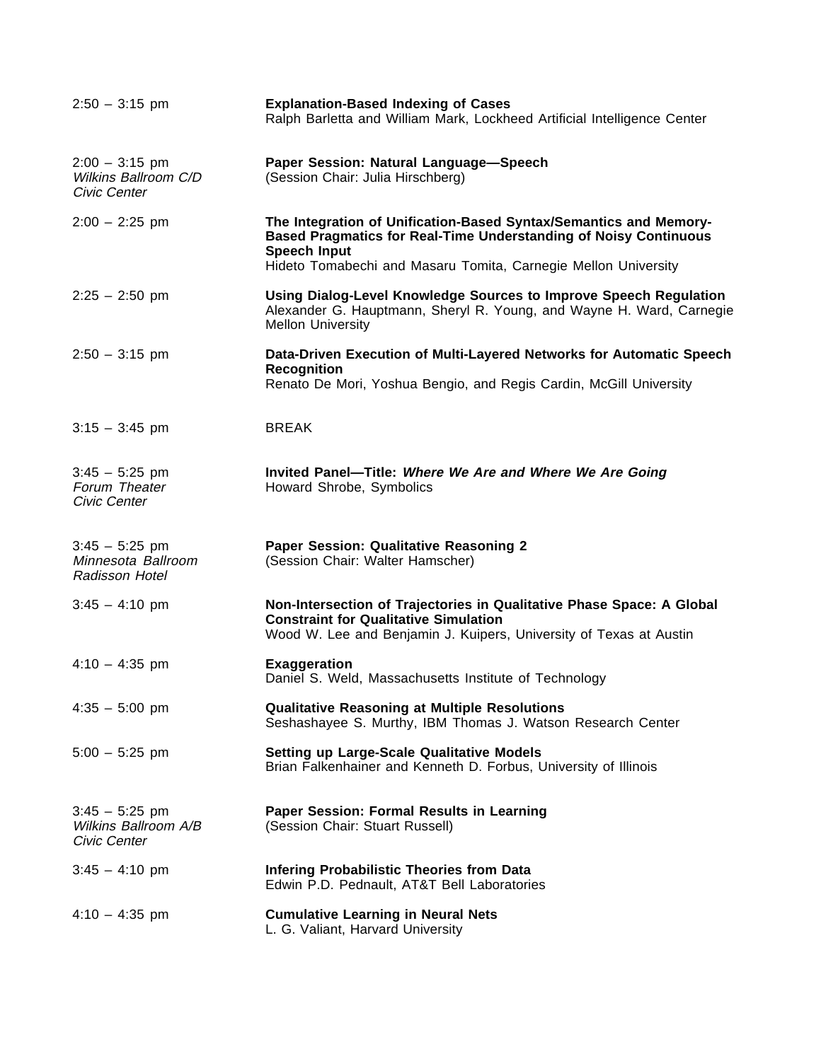2:50 – 3:15 pm — **Explanation-Based Indexing of Cases**
Ralph Barletta and William Mark, Lockheed Artificial Intelligence Center

2:00 – 3:15 pm
*Wilkins Ballroom C/D*
*Civic Center*

**Paper Session: Natural Language—Speech**
(Session Chair: Julia Hirschberg)

2:00 – 2:25 pm — **The Integration of Unification-Based Syntax/Semantics and Memory-Based Pragmatics for Real-Time Understanding of Noisy Continuous Speech Input**
Hideto Tomabechi and Masaru Tomita, Carnegie Mellon University

2:25 – 2:50 pm — **Using Dialog-Level Knowledge Sources to Improve Speech Regulation**
Alexander G. Hauptmann, Sheryl R. Young, and Wayne H. Ward, Carnegie Mellon University

2:50 – 3:15 pm — **Data-Driven Execution of Multi-Layered Networks for Automatic Speech Recognition**
Renato De Mori, Yoshua Bengio, and Regis Cardin, McGill University

3:15 – 3:45 pm — BREAK

3:45 – 5:25 pm
*Forum Theater*
*Civic Center*

**Invited Panel—Title: *Where We Are and Where We Are Going***
Howard Shrobe, Symbolics

3:45 – 5:25 pm
*Minnesota Ballroom*
*Radisson Hotel*

**Paper Session: Qualitative Reasoning 2**
(Session Chair: Walter Hamscher)

3:45 – 4:10 pm — **Non-Intersection of Trajectories in Qualitative Phase Space: A Global Constraint for Qualitative Simulation**
Wood W. Lee and Benjamin J. Kuipers, University of Texas at Austin

4:10 – 4:35 pm — **Exaggeration**
Daniel S. Weld, Massachusetts Institute of Technology

4:35 – 5:00 pm — **Qualitative Reasoning at Multiple Resolutions**
Seshashayee S. Murthy, IBM Thomas J. Watson Research Center

5:00 – 5:25 pm — **Setting up Large-Scale Qualitative Models**
Brian Falkenhainer and Kenneth D. Forbus, University of Illinois

3:45 – 5:25 pm
*Wilkins Ballroom A/B*
*Civic Center*

**Paper Session: Formal Results in Learning**
(Session Chair: Stuart Russell)

3:45 – 4:10 pm — **Infering Probabilistic Theories from Data**
Edwin P.D. Pednault, AT&T Bell Laboratories

4:10 – 4:35 pm — **Cumulative Learning in Neural Nets**
L. G. Valiant, Harvard University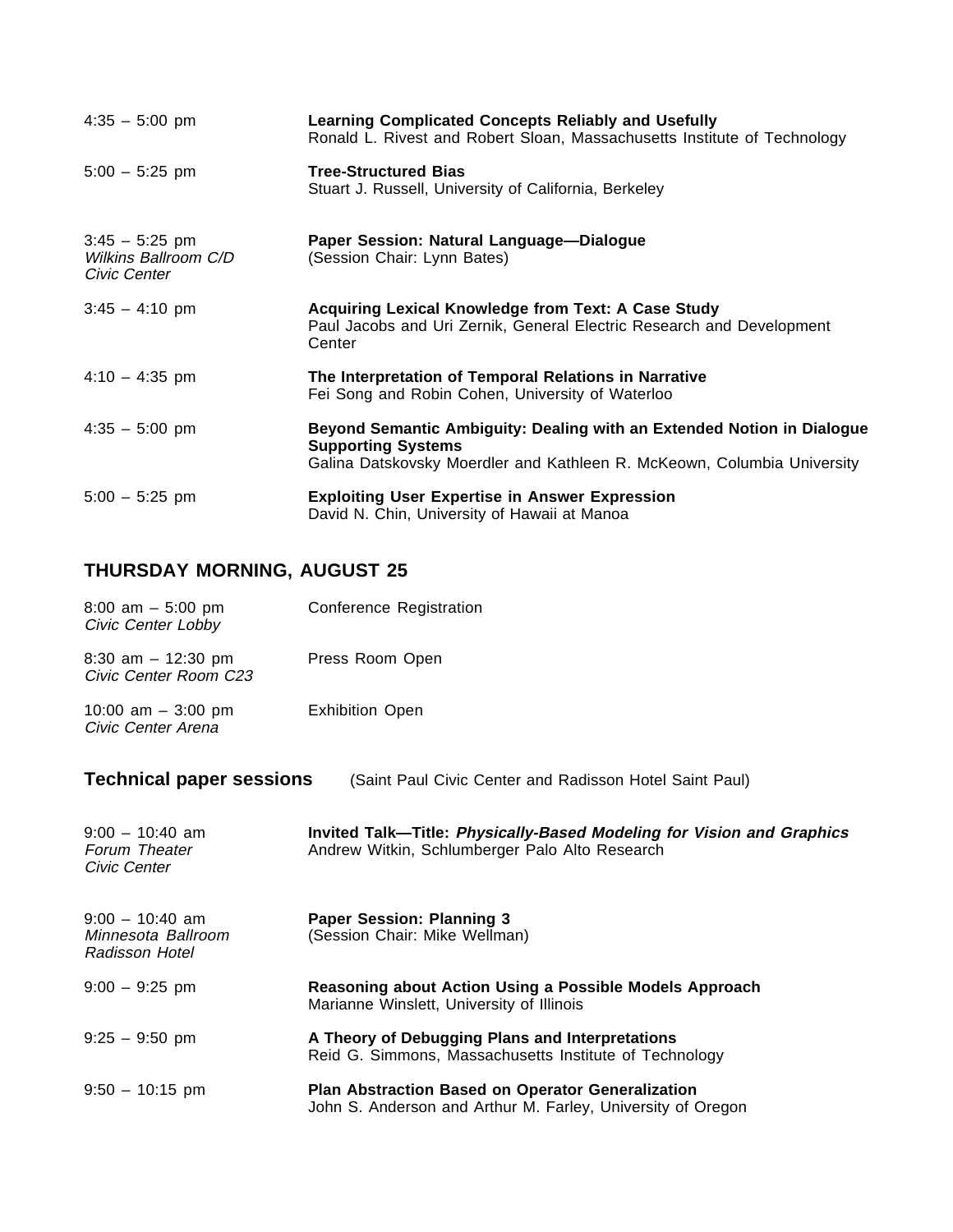4:35 – 5:00 pm
**Learning Complicated Concepts Reliably and Usefully**
Ronald L. Rivest and Robert Sloan, Massachusetts Institute of Technology

5:00 – 5:25 pm
**Tree-Structured Bias**
Stuart J. Russell, University of California, Berkeley

3:45 – 5:25 pm
*Wilkins Ballroom C/D*
*Civic Center*
**Paper Session: Natural Language—Dialogue**
(Session Chair: Lynn Bates)

3:45 – 4:10 pm
**Acquiring Lexical Knowledge from Text: A Case Study**
Paul Jacobs and Uri Zernik, General Electric Research and Development Center

4:10 – 4:35 pm
**The Interpretation of Temporal Relations in Narrative**
Fei Song and Robin Cohen, University of Waterloo

4:35 – 5:00 pm
**Beyond Semantic Ambiguity: Dealing with an Extended Notion in Dialogue Supporting Systems**
Galina Datskovsky Moerdler and Kathleen R. McKeown, Columbia University

5:00 – 5:25 pm
**Exploiting User Expertise in Answer Expression**
David N. Chin, University of Hawaii at Manoa

## THURSDAY MORNING, AUGUST 25

8:00 am – 5:00 pm
*Civic Center Lobby*
Conference Registration

8:30 am – 12:30 pm
*Civic Center Room C23*
Press Room Open

10:00 am – 3:00 pm
*Civic Center Arena*
Exhibition Open

### Technical paper sessions (Saint Paul Civic Center and Radisson Hotel Saint Paul)

9:00 – 10:40 am
*Forum Theater*
*Civic Center*
**Invited Talk—Title: *Physically-Based Modeling for Vision and Graphics***
Andrew Witkin, Schlumberger Palo Alto Research

9:00 – 10:40 am
*Minnesota Ballroom*
*Radisson Hotel*
**Paper Session: Planning 3**
(Session Chair: Mike Wellman)

9:00 – 9:25 pm
**Reasoning about Action Using a Possible Models Approach**
Marianne Winslett, University of Illinois

9:25 – 9:50 pm
**A Theory of Debugging Plans and Interpretations**
Reid G. Simmons, Massachusetts Institute of Technology

9:50 – 10:15 pm
**Plan Abstraction Based on Operator Generalization**
John S. Anderson and Arthur M. Farley, University of Oregon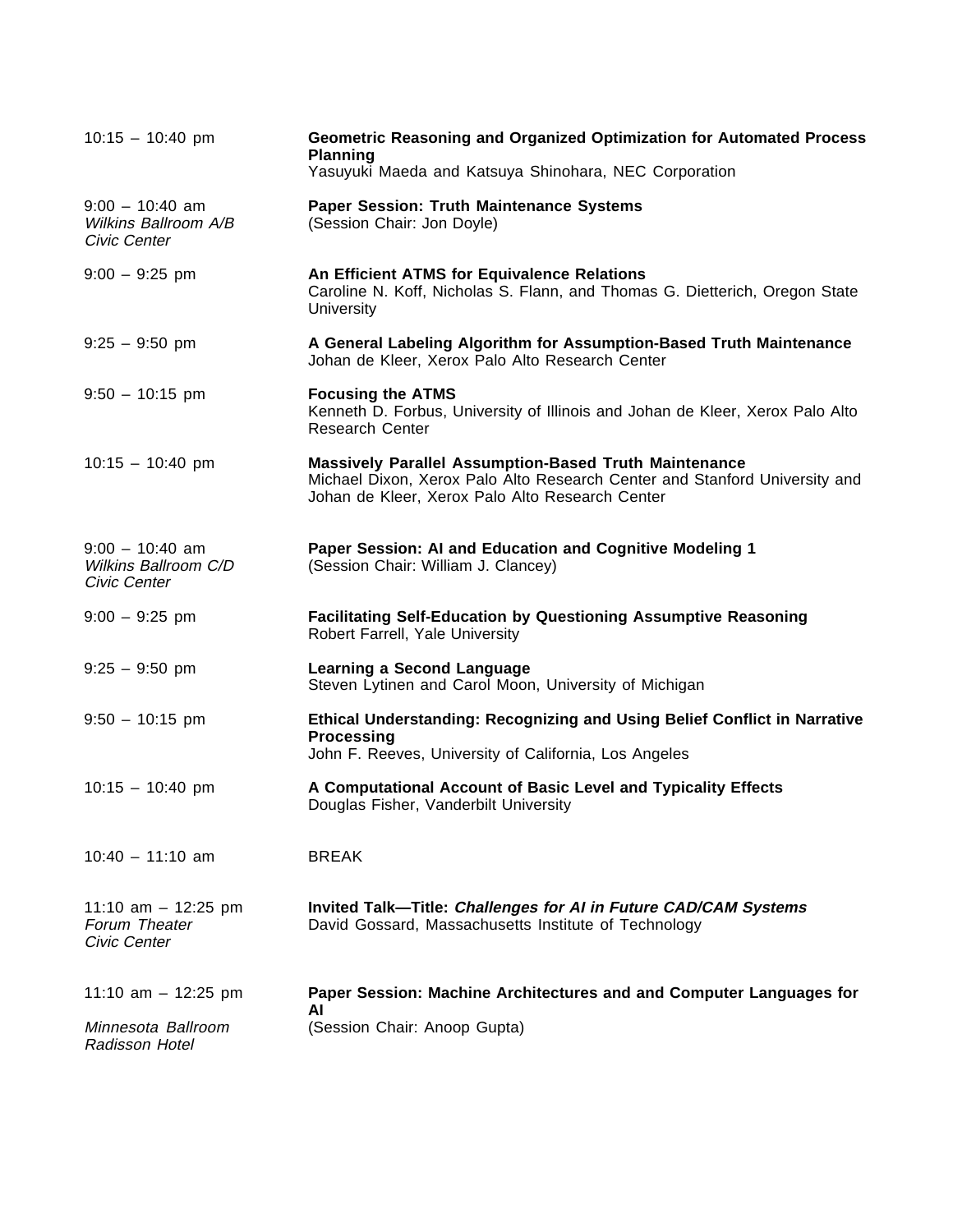10:15 – 10:40 pm **Geometric Reasoning and Organized Optimization for Automated Process Planning**
Yasuyuki Maeda and Katsuya Shinohara, NEC Corporation

9:00 – 10:40 am
*Wilkins Ballroom A/B*
*Civic Center*
**Paper Session: Truth Maintenance Systems**
(Session Chair: Jon Doyle)

9:00 – 9:25 pm **An Efficient ATMS for Equivalence Relations**
Caroline N. Koff, Nicholas S. Flann, and Thomas G. Dietterich, Oregon State University

9:25 – 9:50 pm **A General Labeling Algorithm for Assumption-Based Truth Maintenance**
Johan de Kleer, Xerox Palo Alto Research Center

9:50 – 10:15 pm **Focusing the ATMS**
Kenneth D. Forbus, University of Illinois and Johan de Kleer, Xerox Palo Alto Research Center

10:15 – 10:40 pm **Massively Parallel Assumption-Based Truth Maintenance**
Michael Dixon, Xerox Palo Alto Research Center and Stanford University and Johan de Kleer, Xerox Palo Alto Research Center

9:00 – 10:40 am
*Wilkins Ballroom C/D*
*Civic Center*
**Paper Session: AI and Education and Cognitive Modeling 1**
(Session Chair: William J. Clancey)

9:00 – 9:25 pm **Facilitating Self-Education by Questioning Assumptive Reasoning**
Robert Farrell, Yale University

9:25 – 9:50 pm **Learning a Second Language**
Steven Lytinen and Carol Moon, University of Michigan

9:50 – 10:15 pm **Ethical Understanding: Recognizing and Using Belief Conflict in Narrative Processing**
John F. Reeves, University of California, Los Angeles

10:15 – 10:40 pm **A Computational Account of Basic Level and Typicality Effects**
Douglas Fisher, Vanderbilt University

10:40 – 11:10 am BREAK

11:10 am – 12:25 pm
*Forum Theater*
*Civic Center*
**Invited Talk—Title: *Challenges for AI in Future CAD/CAM Systems***
David Gossard, Massachusetts Institute of Technology

11:10 am – 12:25 pm
*Minnesota Ballroom*
*Radisson Hotel*
**Paper Session: Machine Architectures and and Computer Languages for AI**
(Session Chair: Anoop Gupta)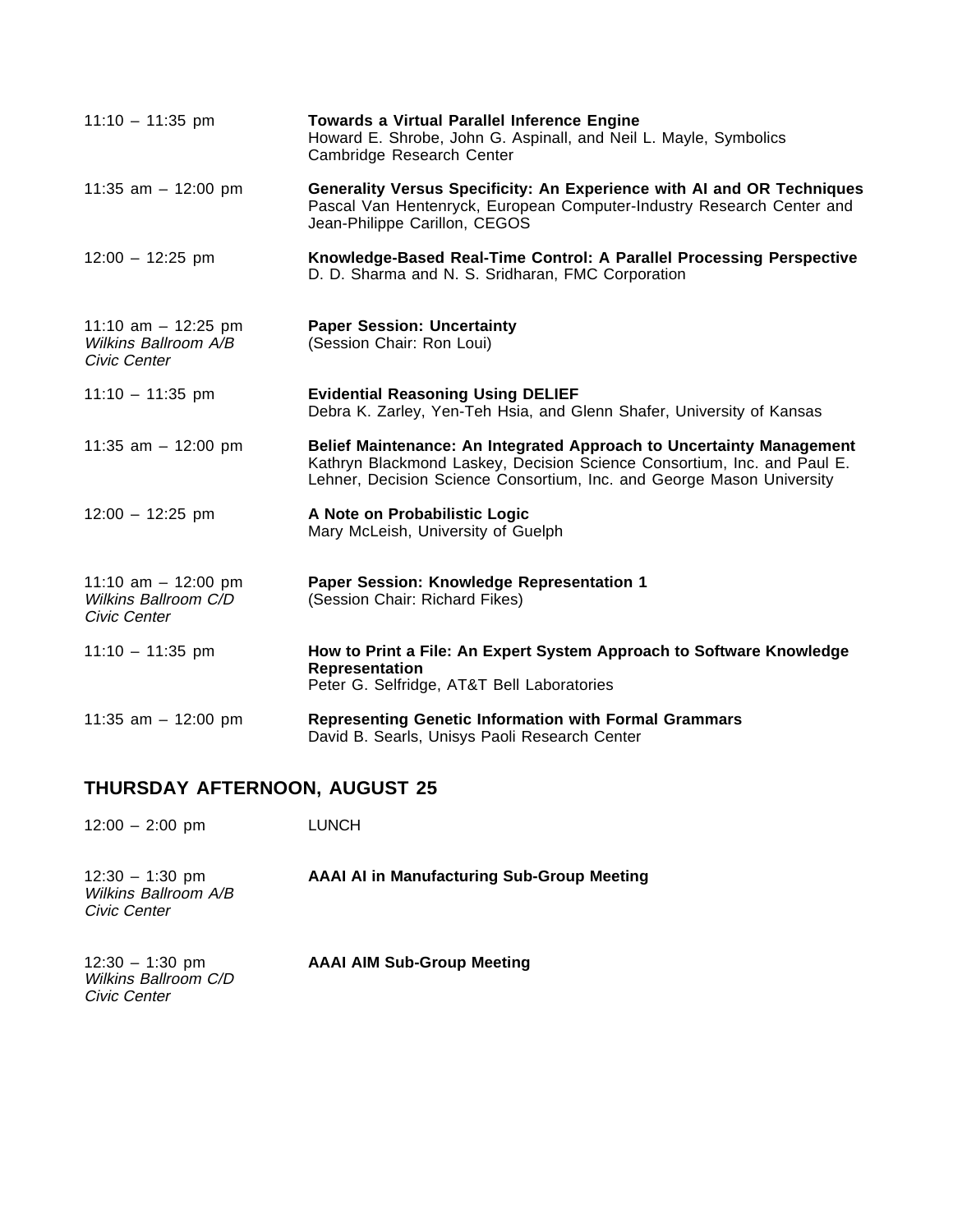11:10 – 11:35 pm
**Towards a Virtual Parallel Inference Engine**
Howard E. Shrobe, John G. Aspinall, and Neil L. Mayle, Symbolics Cambridge Research Center

11:35 am – 12:00 pm
**Generality Versus Specificity: An Experience with AI and OR Techniques**
Pascal Van Hentenryck, European Computer-Industry Research Center and Jean-Philippe Carillon, CEGOS

12:00 – 12:25 pm
**Knowledge-Based Real-Time Control: A Parallel Processing Perspective**
D. D. Sharma and N. S. Sridharan, FMC Corporation

11:10 am – 12:25 pm
*Wilkins Ballroom A/B*
*Civic Center*
**Paper Session: Uncertainty**
(Session Chair: Ron Loui)

11:10 – 11:35 pm
**Evidential Reasoning Using DELIEF**
Debra K. Zarley, Yen-Teh Hsia, and Glenn Shafer, University of Kansas

11:35 am – 12:00 pm
**Belief Maintenance: An Integrated Approach to Uncertainty Management**
Kathryn Blackmond Laskey, Decision Science Consortium, Inc. and Paul E. Lehner, Decision Science Consortium, Inc. and George Mason University

12:00 – 12:25 pm
**A Note on Probabilistic Logic**
Mary McLeish, University of Guelph

11:10 am – 12:00 pm
*Wilkins Ballroom C/D*
*Civic Center*
**Paper Session: Knowledge Representation 1**
(Session Chair: Richard Fikes)

11:10 – 11:35 pm
**How to Print a File: An Expert System Approach to Software Knowledge Representation**
Peter G. Selfridge, AT&T Bell Laboratories

11:35 am – 12:00 pm
**Representing Genetic Information with Formal Grammars**
David B. Searls, Unisys Paoli Research Center

## THURSDAY AFTERNOON, AUGUST 25

12:00 – 2:00 pm
LUNCH

12:30 – 1:30 pm
*Wilkins Ballroom A/B*
*Civic Center*
**AAAI AI in Manufacturing Sub-Group Meeting**

12:30 – 1:30 pm
*Wilkins Ballroom C/D*
*Civic Center*
**AAAI AIM Sub-Group Meeting**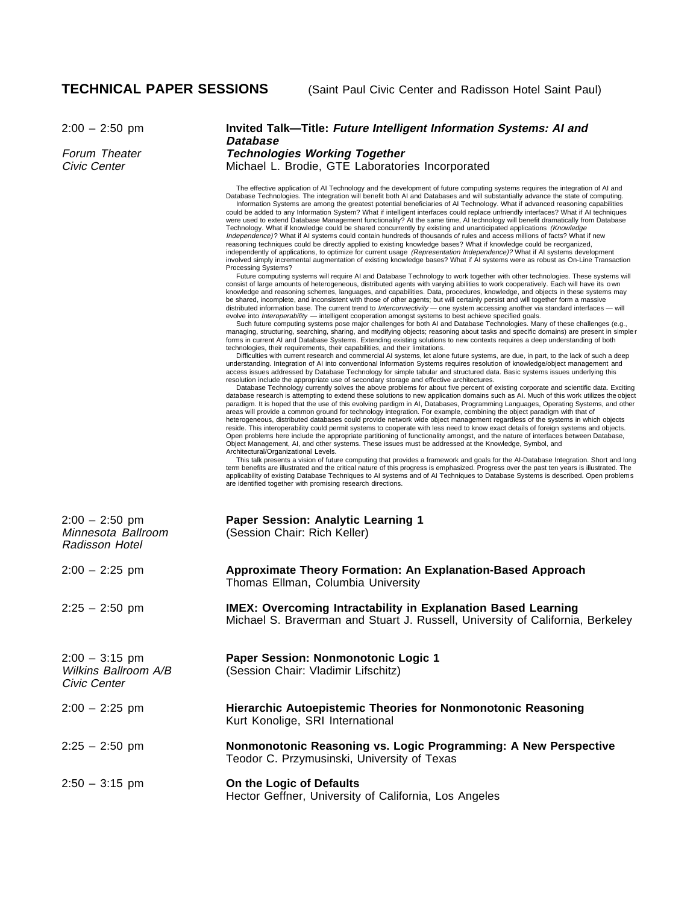## TECHNICAL PAPER SESSIONS (Saint Paul Civic Center and Radisson Hotel Saint Paul)

**2:00 – 2:50 pm**
*Forum Theater*
*Civic Center*

**Invited Talk—Title: *Future Intelligent Information Systems: AI and Database Technologies Working Together***
Michael L. Brodie, GTE Laboratories Incorporated

The effective application of AI Technology and the development of future computing systems requires the integration of AI and Database Technologies. The integration will benefit both AI and Databases and will substantially advance the state of computing.

Information Systems are among the greatest potential beneficiaries of AI Technology. What if advanced reasoning capabilities could be added to any Information System? What if intelligent interfaces could replace unfriendly interfaces? What if AI techniques were used to extend Database Management functionality? At the same time, AI technology will benefit dramatically from Database Technology. What if knowledge could be shared concurrently by existing and unanticipated applications *(Knowledge Independence)*? What if AI systems could contain hundreds of thousands of rules and access millions of facts? What if new reasoning techniques could be directly applied to existing knowledge bases? What if knowledge could be reorganized, independently of applications, to optimize for current usage *(Representation Independence)?* What if AI systems development involved simply incremental augmentation of existing knowledge bases? What if AI systems were as robust as On-Line Transaction Processing Systems?

Future computing systems will require AI and Database Technology to work together with other technologies. These systems will consist of large amounts of heterogeneous, distributed agents with varying abilities to work cooperatively. Each will have its own knowledge and reasoning schemes, languages, and capabilities. Data, procedures, knowledge, and objects in these systems may be shared, incomplete, and inconsistent with those of other agents; but will certainly persist and will together form a massive distributed information base. The current trend to *Interconnectivity* — one system accessing another via standard interfaces — will evolve into *Interoperability* — intelligent cooperation amongst systems to best achieve specified goals.

Such future computing systems pose major challenges for both AI and Database Technologies. Many of these challenges (e.g., managing, structuring, searching, sharing, and modifying objects; reasoning about tasks and specific domains) are present in simpler forms in current AI and Database Systems. Extending existing solutions to new contexts requires a deep understanding of both technologies, their requirements, their capabilities, and their limitations.

Difficulties with current research and commercial AI systems, let alone future systems, are due, in part, to the lack of such a deep understanding. Integration of AI into conventional Information Systems requires resolution of knowledge/object management and access issues addressed by Database Technology for simple tabular and structured data. Basic systems issues underlying this resolution include the appropriate use of secondary storage and effective architectures.

Database Technology currently solves the above problems for about five percent of existing corporate and scientific data. Exciting database research is attempting to extend these solutions to new application domains such as AI. Much of this work utilizes the object paradigm. It is hoped that the use of this evolving pardigm in AI, Databases, Programming Languages, Operating Systems, and other areas will provide a common ground for technology integration. For example, combining the object paradigm with that of heterogeneous, distributed databases could provide network wide object management regardless of the systems in which objects reside. This interoperability could permit systems to cooperate with less need to know exact details of foreign systems and objects. Open problems here include the appropriate partitioning of functionality amongst, and the nature of interfaces between Database, Object Management, AI, and other systems. These issues must be addressed at the Knowledge, Symbol, and Architectural/Organizational Levels.

This talk presents a vision of future computing that provides a framework and goals for the AI-Database Integration. Short and long term benefits are illustrated and the critical nature of this progress is emphasized. Progress over the past ten years is illustrated. The applicability of existing Database Techniques to AI systems and of AI Techniques to Database Systems is described. Open problems are identified together with promising research directions.

**2:00 – 2:50 pm**
*Minnesota Ballroom*
*Radisson Hotel*

**Paper Session: Analytic Learning 1**
(Session Chair: Rich Keller)

2:00 – 2:25 pm — **Approximate Theory Formation: An Explanation-Based Approach**
Thomas Ellman, Columbia University

2:25 – 2:50 pm — **IMEX: Overcoming Intractability in Explanation Based Learning**
Michael S. Braverman and Stuart J. Russell, University of California, Berkeley

**2:00 – 3:15 pm**
*Wilkins Ballroom A/B*
*Civic Center*

**Paper Session: Nonmonotonic Logic 1**
(Session Chair: Vladimir Lifschitz)

2:00 – 2:25 pm — **Hierarchic Autoepistemic Theories for Nonmonotonic Reasoning**
Kurt Konolige, SRI International

2:25 – 2:50 pm — **Nonmonotonic Reasoning vs. Logic Programming: A New Perspective**
Teodor C. Przymusinski, University of Texas

2:50 – 3:15 pm — **On the Logic of Defaults**
Hector Geffner, University of California, Los Angeles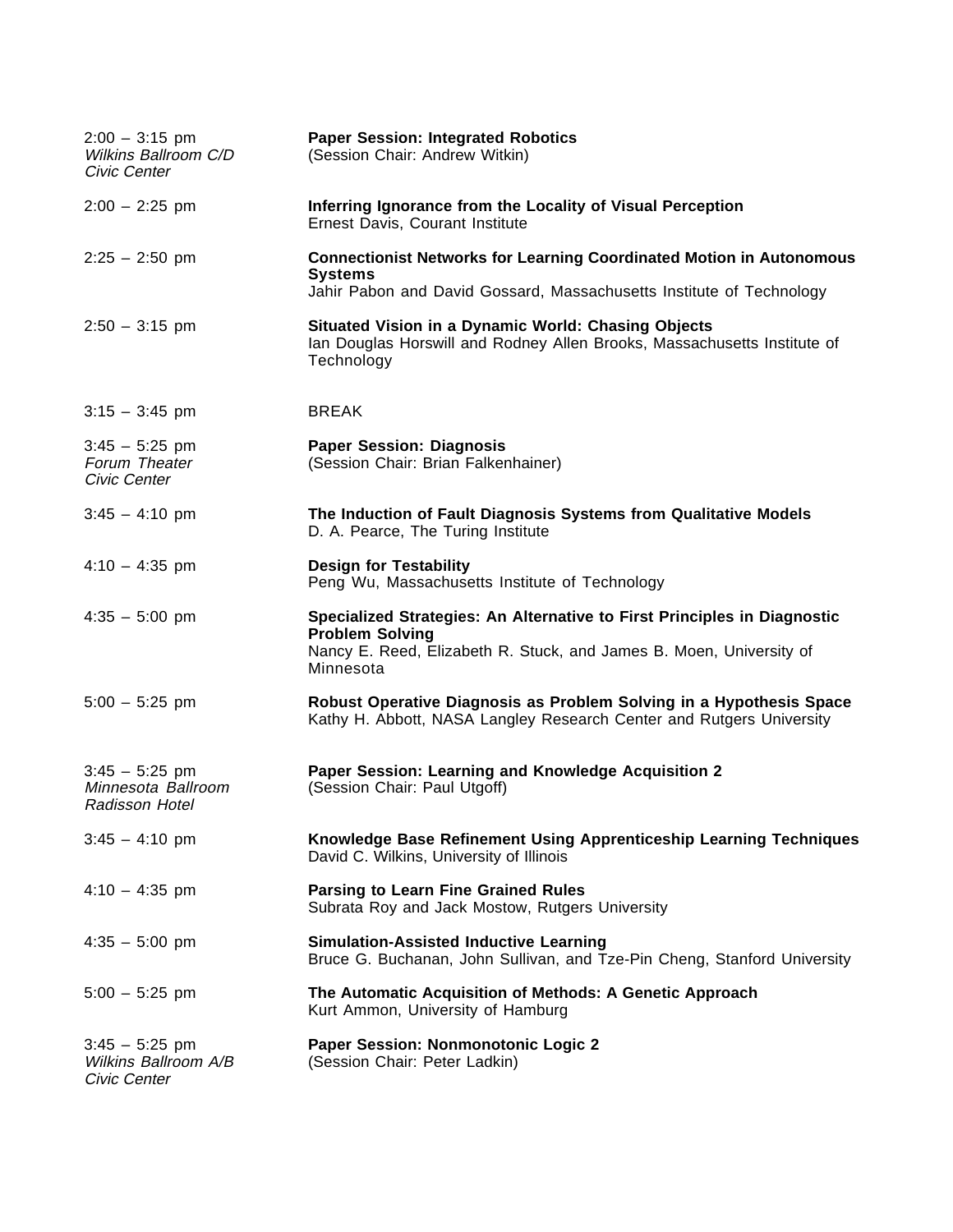2:00 – 3:15 pm
*Wilkins Ballroom C/D*
*Civic Center*

**Paper Session: Integrated Robotics**
(Session Chair: Andrew Witkin)

2:00 – 2:25 pm

**Inferring Ignorance from the Locality of Visual Perception**
Ernest Davis, Courant Institute

2:25 – 2:50 pm

**Connectionist Networks for Learning Coordinated Motion in Autonomous Systems**
Jahir Pabon and David Gossard, Massachusetts Institute of Technology

2:50 – 3:15 pm

**Situated Vision in a Dynamic World: Chasing Objects**
Ian Douglas Horswill and Rodney Allen Brooks, Massachusetts Institute of Technology

3:15 – 3:45 pm

BREAK

3:45 – 5:25 pm
*Forum Theater*
*Civic Center*

**Paper Session: Diagnosis**
(Session Chair: Brian Falkenhainer)

3:45 – 4:10 pm

**The Induction of Fault Diagnosis Systems from Qualitative Models**
D. A. Pearce, The Turing Institute

4:10 – 4:35 pm

**Design for Testability**
Peng Wu, Massachusetts Institute of Technology

4:35 – 5:00 pm

**Specialized Strategies: An Alternative to First Principles in Diagnostic Problem Solving**
Nancy E. Reed, Elizabeth R. Stuck, and James B. Moen, University of Minnesota

5:00 – 5:25 pm

**Robust Operative Diagnosis as Problem Solving in a Hypothesis Space**
Kathy H. Abbott, NASA Langley Research Center and Rutgers University

3:45 – 5:25 pm
*Minnesota Ballroom*
*Radisson Hotel*

**Paper Session: Learning and Knowledge Acquisition 2**
(Session Chair: Paul Utgoff)

3:45 – 4:10 pm

**Knowledge Base Refinement Using Apprenticeship Learning Techniques**
David C. Wilkins, University of Illinois

4:10 – 4:35 pm

**Parsing to Learn Fine Grained Rules**
Subrata Roy and Jack Mostow, Rutgers University

4:35 – 5:00 pm

**Simulation-Assisted Inductive Learning**
Bruce G. Buchanan, John Sullivan, and Tze-Pin Cheng, Stanford University

5:00 – 5:25 pm

**The Automatic Acquisition of Methods: A Genetic Approach**
Kurt Ammon, University of Hamburg

3:45 – 5:25 pm
*Wilkins Ballroom A/B*
*Civic Center*

**Paper Session: Nonmonotonic Logic 2**
(Session Chair: Peter Ladkin)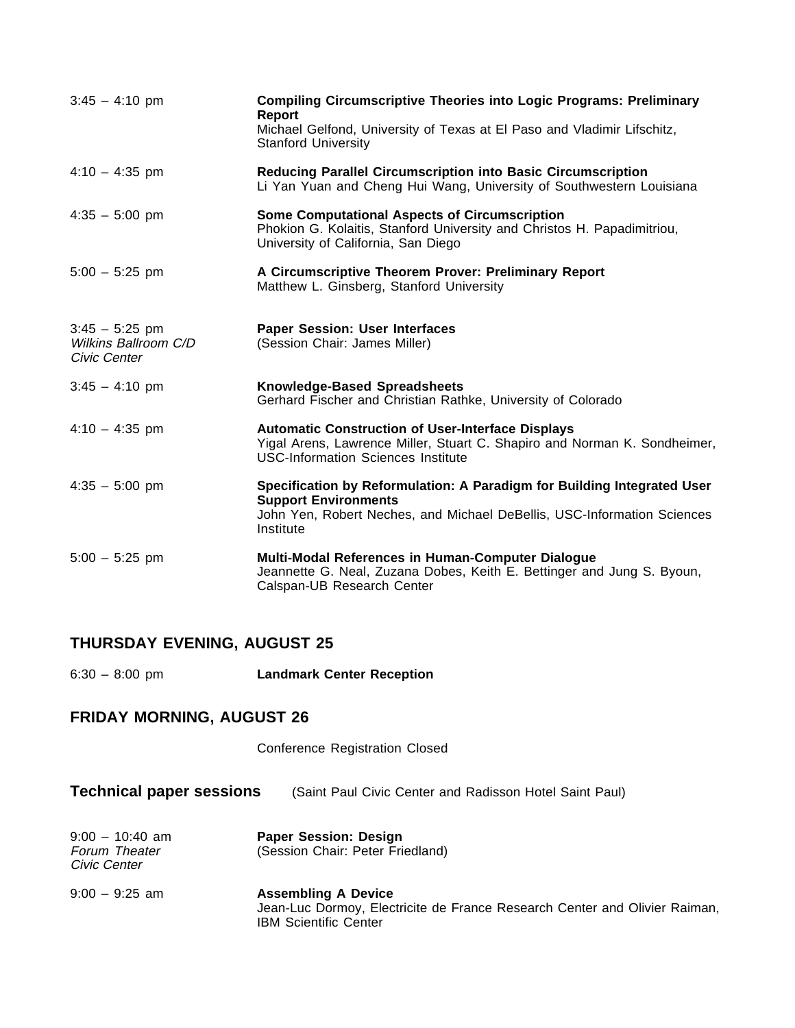3:45 – 4:10 pm — **Compiling Circumscriptive Theories into Logic Programs: Preliminary Report**
Michael Gelfond, University of Texas at El Paso and Vladimir Lifschitz, Stanford University

4:10 – 4:35 pm — **Reducing Parallel Circumscription into Basic Circumscription**
Li Yan Yuan and Cheng Hui Wang, University of Southwestern Louisiana

4:35 – 5:00 pm — **Some Computational Aspects of Circumscription**
Phokion G. Kolaitis, Stanford University and Christos H. Papadimitriou, University of California, San Diego

5:00 – 5:25 pm — **A Circumscriptive Theorem Prover: Preliminary Report**
Matthew L. Ginsberg, Stanford University

3:45 – 5:25 pm
*Wilkins Ballroom C/D*
*Civic Center*
**Paper Session: User Interfaces**
(Session Chair: James Miller)

3:45 – 4:10 pm — **Knowledge-Based Spreadsheets**
Gerhard Fischer and Christian Rathke, University of Colorado

4:10 – 4:35 pm — **Automatic Construction of User-Interface Displays**
Yigal Arens, Lawrence Miller, Stuart C. Shapiro and Norman K. Sondheimer, USC-Information Sciences Institute

4:35 – 5:00 pm — **Specification by Reformulation: A Paradigm for Building Integrated User Support Environments**
John Yen, Robert Neches, and Michael DeBellis, USC-Information Sciences Institute

5:00 – 5:25 pm — **Multi-Modal References in Human-Computer Dialogue**
Jeannette G. Neal, Zuzana Dobes, Keith E. Bettinger and Jung S. Byoun, Calspan-UB Research Center

## THURSDAY EVENING, AUGUST 25

6:30 – 8:00 pm — **Landmark Center Reception**

## FRIDAY MORNING, AUGUST 26

Conference Registration Closed

### Technical paper sessions (Saint Paul Civic Center and Radisson Hotel Saint Paul)

9:00 – 10:40 am
*Forum Theater*
*Civic Center*
**Paper Session: Design**
(Session Chair: Peter Friedland)

9:00 – 9:25 am — **Assembling A Device**
Jean-Luc Dormoy, Electricite de France Research Center and Olivier Raiman, IBM Scientific Center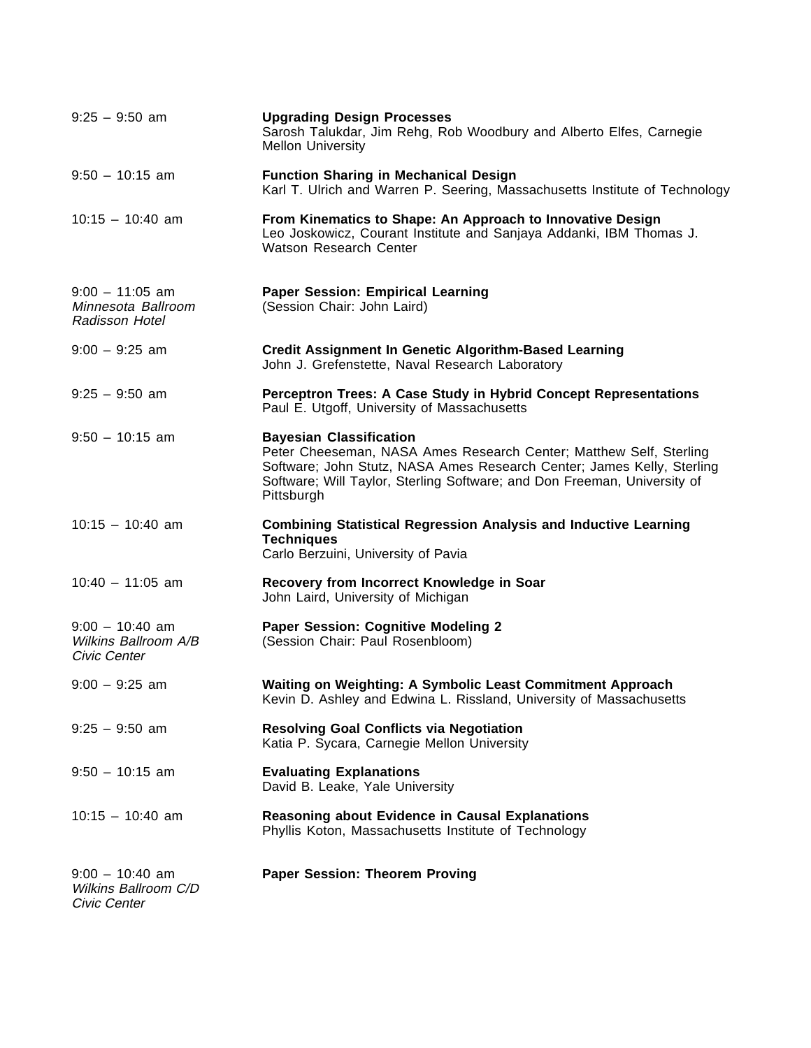9:25 – 9:50 am

**Upgrading Design Processes**
Sarosh Talukdar, Jim Rehg, Rob Woodbury and Alberto Elfes, Carnegie Mellon University

9:50 – 10:15 am

**Function Sharing in Mechanical Design**
Karl T. Ulrich and Warren P. Seering, Massachusetts Institute of Technology

10:15 – 10:40 am

**From Kinematics to Shape: An Approach to Innovative Design**
Leo Joskowicz, Courant Institute and Sanjaya Addanki, IBM Thomas J. Watson Research Center

9:00 – 11:05 am
*Minnesota Ballroom*
*Radisson Hotel*

**Paper Session: Empirical Learning**
(Session Chair: John Laird)

9:00 – 9:25 am

**Credit Assignment In Genetic Algorithm-Based Learning**
John J. Grefenstette, Naval Research Laboratory

9:25 – 9:50 am

**Perceptron Trees: A Case Study in Hybrid Concept Representations**
Paul E. Utgoff, University of Massachusetts

9:50 – 10:15 am

**Bayesian Classification**
Peter Cheeseman, NASA Ames Research Center; Matthew Self, Sterling Software; John Stutz, NASA Ames Research Center; James Kelly, Sterling Software; Will Taylor, Sterling Software; and Don Freeman, University of Pittsburgh

10:15 – 10:40 am

**Combining Statistical Regression Analysis and Inductive Learning Techniques**
Carlo Berzuini, University of Pavia

10:40 – 11:05 am

**Recovery from Incorrect Knowledge in Soar**
John Laird, University of Michigan

9:00 – 10:40 am
*Wilkins Ballroom A/B*
*Civic Center*

**Paper Session: Cognitive Modeling 2**
(Session Chair: Paul Rosenbloom)

9:00 – 9:25 am

**Waiting on Weighting: A Symbolic Least Commitment Approach**
Kevin D. Ashley and Edwina L. Rissland, University of Massachusetts

9:25 – 9:50 am

**Resolving Goal Conflicts via Negotiation**
Katia P. Sycara, Carnegie Mellon University

9:50 – 10:15 am

**Evaluating Explanations**
David B. Leake, Yale University

10:15 – 10:40 am

**Reasoning about Evidence in Causal Explanations**
Phyllis Koton, Massachusetts Institute of Technology

9:00 – 10:40 am
*Wilkins Ballroom C/D*
*Civic Center*

**Paper Session: Theorem Proving**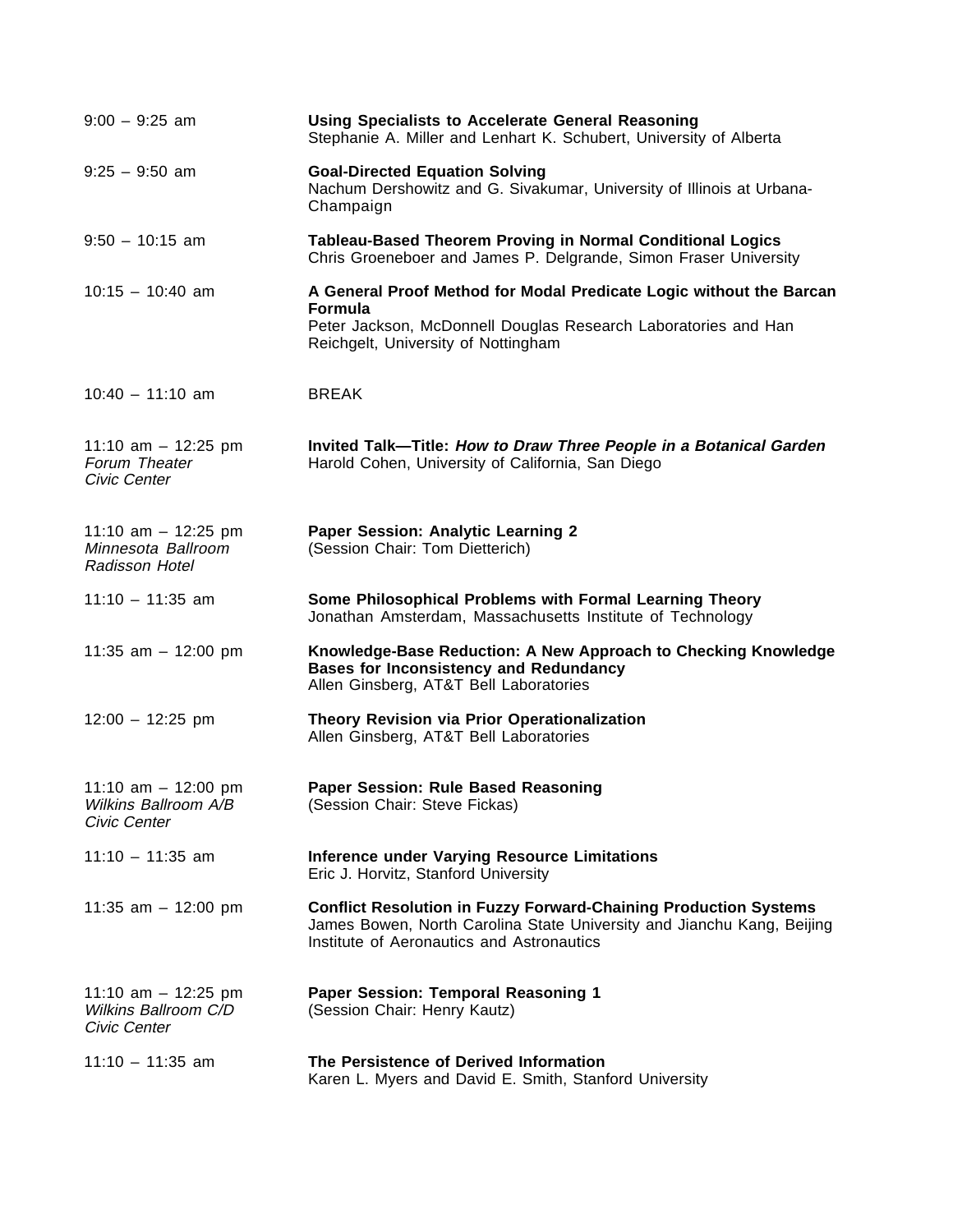9:00 – 9:25 am — **Using Specialists to Accelerate General Reasoning**
Stephanie A. Miller and Lenhart K. Schubert, University of Alberta

9:25 – 9:50 am — **Goal-Directed Equation Solving**
Nachum Dershowitz and G. Sivakumar, University of Illinois at Urbana-Champaign

9:50 – 10:15 am — **Tableau-Based Theorem Proving in Normal Conditional Logics**
Chris Groeneboer and James P. Delgrande, Simon Fraser University

10:15 – 10:40 am — **A General Proof Method for Modal Predicate Logic without the Barcan Formula**
Peter Jackson, McDonnell Douglas Research Laboratories and Han Reichgelt, University of Nottingham

10:40 – 11:10 am — BREAK

11:10 am – 12:25 pm
*Forum Theater*
*Civic Center*

**Invited Talk—Title: *How to Draw Three People in a Botanical Garden***
Harold Cohen, University of California, San Diego

11:10 am – 12:25 pm
*Minnesota Ballroom*
*Radisson Hotel*

**Paper Session: Analytic Learning 2**
(Session Chair: Tom Dietterich)

11:10 – 11:35 am — **Some Philosophical Problems with Formal Learning Theory**
Jonathan Amsterdam, Massachusetts Institute of Technology

11:35 am – 12:00 pm — **Knowledge-Base Reduction: A New Approach to Checking Knowledge Bases for Inconsistency and Redundancy**
Allen Ginsberg, AT&T Bell Laboratories

12:00 – 12:25 pm — **Theory Revision via Prior Operationalization**
Allen Ginsberg, AT&T Bell Laboratories

11:10 am – 12:00 pm
*Wilkins Ballroom A/B*
*Civic Center*

**Paper Session: Rule Based Reasoning**
(Session Chair: Steve Fickas)

11:10 – 11:35 am — **Inference under Varying Resource Limitations**
Eric J. Horvitz, Stanford University

11:35 am – 12:00 pm — **Conflict Resolution in Fuzzy Forward-Chaining Production Systems**
James Bowen, North Carolina State University and Jianchu Kang, Beijing Institute of Aeronautics and Astronautics

11:10 am – 12:25 pm
*Wilkins Ballroom C/D*
*Civic Center*

**Paper Session: Temporal Reasoning 1**
(Session Chair: Henry Kautz)

11:10 – 11:35 am — **The Persistence of Derived Information**
Karen L. Myers and David E. Smith, Stanford University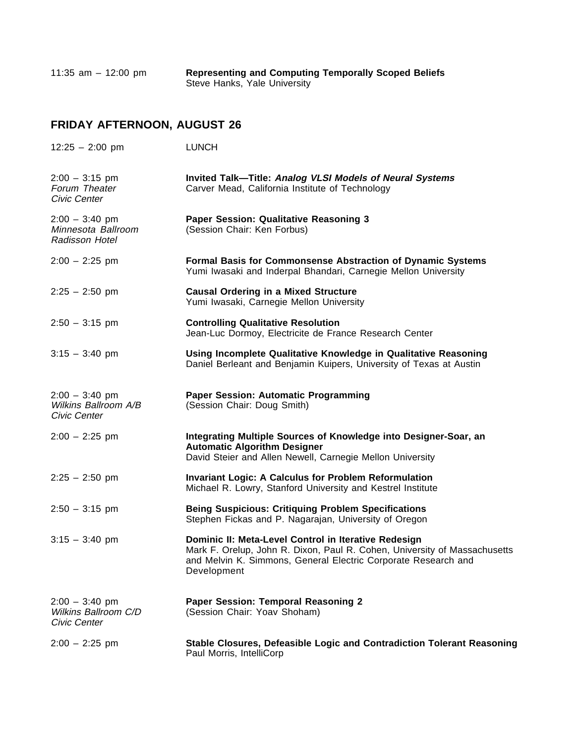11:35 am – 12:00 pm **Representing and Computing Temporally Scoped Beliefs**
Steve Hanks, Yale University

## FRIDAY AFTERNOON, AUGUST 26

12:25 – 2:00 pm LUNCH

2:00 – 3:15 pm
*Forum Theater*
*Civic Center*

**Invited Talk—Title: *Analog VLSI Models of Neural Systems***
Carver Mead, California Institute of Technology

2:00 – 3:40 pm
*Minnesota Ballroom*
*Radisson Hotel*

**Paper Session: Qualitative Reasoning 3**
(Session Chair: Ken Forbus)

2:00 – 2:25 pm **Formal Basis for Commonsense Abstraction of Dynamic Systems**
Yumi Iwasaki and Inderpal Bhandari, Carnegie Mellon University

2:25 – 2:50 pm **Causal Ordering in a Mixed Structure**
Yumi Iwasaki, Carnegie Mellon University

2:50 – 3:15 pm **Controlling Qualitative Resolution**
Jean-Luc Dormoy, Electricite de France Research Center

3:15 – 3:40 pm **Using Incomplete Qualitative Knowledge in Qualitative Reasoning**
Daniel Berleant and Benjamin Kuipers, University of Texas at Austin

2:00 – 3:40 pm
*Wilkins Ballroom A/B*
*Civic Center*

**Paper Session: Automatic Programming**
(Session Chair: Doug Smith)

2:00 – 2:25 pm **Integrating Multiple Sources of Knowledge into Designer-Soar, an Automatic Algorithm Designer**
David Steier and Allen Newell, Carnegie Mellon University

2:25 – 2:50 pm **Invariant Logic: A Calculus for Problem Reformulation**
Michael R. Lowry, Stanford University and Kestrel Institute

2:50 – 3:15 pm **Being Suspicious: Critiquing Problem Specifications**
Stephen Fickas and P. Nagarajan, University of Oregon

3:15 – 3:40 pm **Dominic II: Meta-Level Control in Iterative Redesign**
Mark F. Orelup, John R. Dixon, Paul R. Cohen, University of Massachusetts and Melvin K. Simmons, General Electric Corporate Research and Development

2:00 – 3:40 pm
*Wilkins Ballroom C/D*
*Civic Center*

**Paper Session: Temporal Reasoning 2**
(Session Chair: Yoav Shoham)

2:00 – 2:25 pm **Stable Closures, Defeasible Logic and Contradiction Tolerant Reasoning**
Paul Morris, IntelliCorp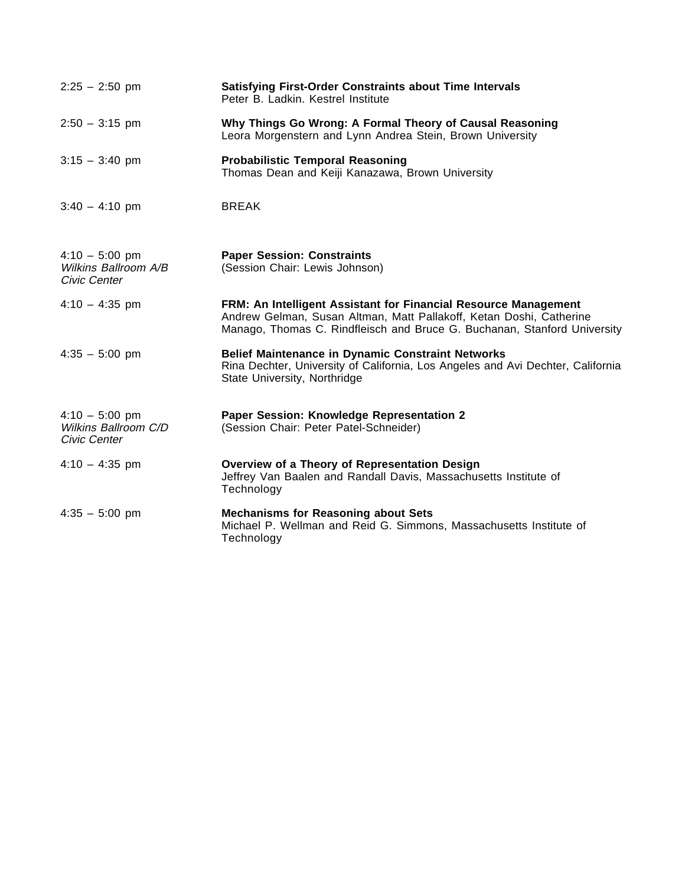2:25 – 2:50 pm

**Satisfying First-Order Constraints about Time Intervals**
Peter B. Ladkin. Kestrel Institute

2:50 – 3:15 pm

**Why Things Go Wrong: A Formal Theory of Causal Reasoning**
Leora Morgenstern and Lynn Andrea Stein, Brown University

3:15 – 3:40 pm

**Probabilistic Temporal Reasoning**
Thomas Dean and Keiji Kanazawa, Brown University

3:40 – 4:10 pm

BREAK

4:10 – 5:00 pm
*Wilkins Ballroom A/B*
*Civic Center*

**Paper Session: Constraints**
(Session Chair: Lewis Johnson)

4:10 – 4:35 pm

**FRM: An Intelligent Assistant for Financial Resource Management**
Andrew Gelman, Susan Altman, Matt Pallakoff, Ketan Doshi, Catherine Manago, Thomas C. Rindfleisch and Bruce G. Buchanan, Stanford University

4:35 – 5:00 pm

**Belief Maintenance in Dynamic Constraint Networks**
Rina Dechter, University of California, Los Angeles and Avi Dechter, California State University, Northridge

4:10 – 5:00 pm
*Wilkins Ballroom C/D*
*Civic Center*

**Paper Session: Knowledge Representation 2**
(Session Chair: Peter Patel-Schneider)

4:10 – 4:35 pm

**Overview of a Theory of Representation Design**
Jeffrey Van Baalen and Randall Davis, Massachusetts Institute of Technology

4:35 – 5:00 pm

**Mechanisms for Reasoning about Sets**
Michael P. Wellman and Reid G. Simmons, Massachusetts Institute of Technology